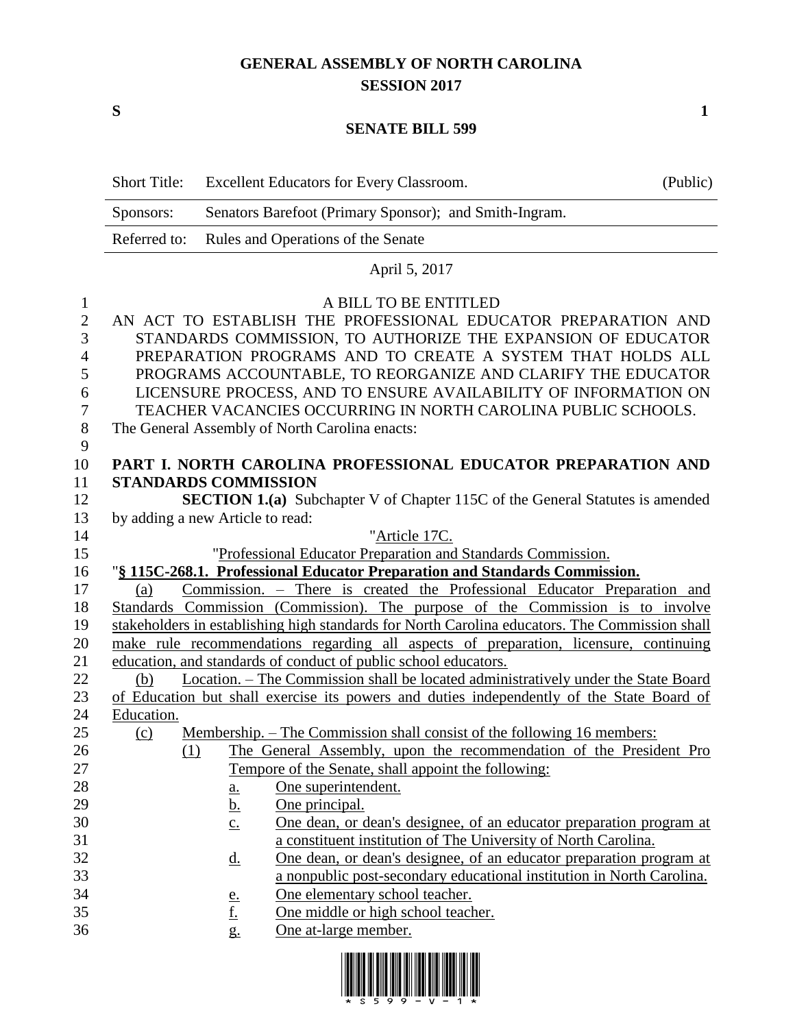# GENERAL ASSEMBLY OF NORTH CAROLINA
## SESSION 2017

**S** **1**

## SENATE BILL 599

| | | |
|---|---|---|
| Short Title: | Excellent Educators for Every Classroom. | (Public) |
| Sponsors: | Senators Barefoot (Primary Sponsor); and Smith-Ingram. | |
| Referred to: | Rules and Operations of the Senate | |

April 5, 2017

A BILL TO BE ENTITLED

AN ACT TO ESTABLISH THE PROFESSIONAL EDUCATOR PREPARATION AND STANDARDS COMMISSION, TO AUTHORIZE THE EXPANSION OF EDUCATOR PREPARATION PROGRAMS AND TO CREATE A SYSTEM THAT HOLDS ALL PROGRAMS ACCOUNTABLE, TO REORGANIZE AND CLARIFY THE EDUCATOR LICENSURE PROCESS, AND TO ENSURE AVAILABILITY OF INFORMATION ON TEACHER VACANCIES OCCURRING IN NORTH CAROLINA PUBLIC SCHOOLS.

The General Assembly of North Carolina enacts:

**PART I. NORTH CAROLINA PROFESSIONAL EDUCATOR PREPARATION AND STANDARDS COMMISSION**

**SECTION 1.(a)** Subchapter V of Chapter 115C of the General Statutes is amended by adding a new Article to read:

"Article 17C.

"Professional Educator Preparation and Standards Commission.

"**§ 115C-268.1. Professional Educator Preparation and Standards Commission.**

(a) Commission. – There is created the Professional Educator Preparation and Standards Commission (Commission). The purpose of the Commission is to involve stakeholders in establishing high standards for North Carolina educators. The Commission shall make rule recommendations regarding all aspects of preparation, licensure, continuing education, and standards of conduct of public school educators.

(b) Location. – The Commission shall be located administratively under the State Board of Education but shall exercise its powers and duties independently of the State Board of Education.

(c) Membership. – The Commission shall consist of the following 16 members:

(1) The General Assembly, upon the recommendation of the President Pro Tempore of the Senate, shall appoint the following:

a. One superintendent.
b. One principal.
c. One dean, or dean's designee, of an educator preparation program at a constituent institution of The University of North Carolina.
d. One dean, or dean's designee, of an educator preparation program at a nonpublic post-secondary educational institution in North Carolina.
e. One elementary school teacher.
f. One middle or high school teacher.
g. One at-large member.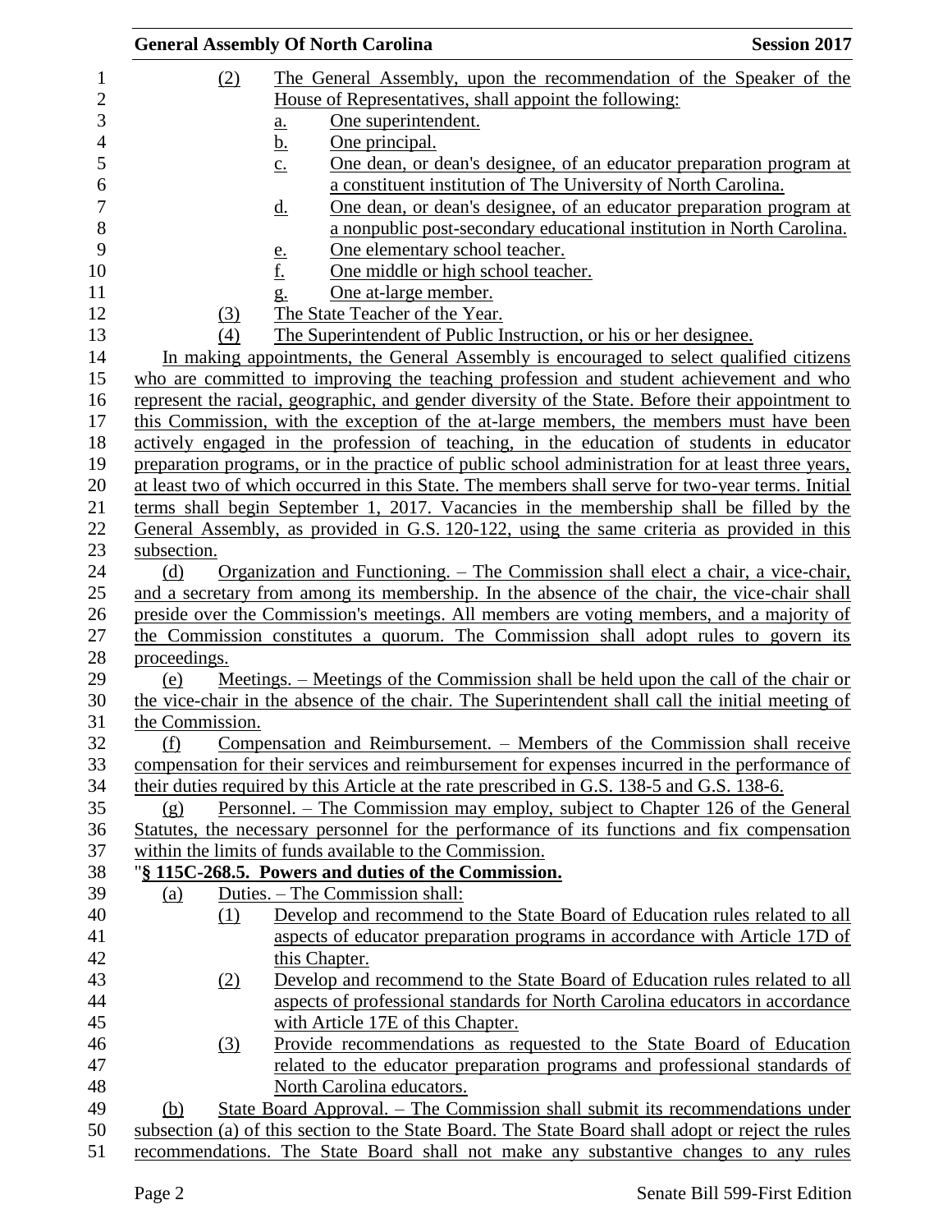(2) The General Assembly, upon the recommendation of the Speaker of the House of Representatives, shall appoint the following:

a. One superintendent.

b. One principal.

c. One dean, or dean's designee, of an educator preparation program at a constituent institution of The University of North Carolina.

d. One dean, or dean's designee, of an educator preparation program at a nonpublic post-secondary educational institution in North Carolina.

e. One elementary school teacher.

f. One middle or high school teacher.

g. One at-large member.

(3) The State Teacher of the Year.

(4) The Superintendent of Public Instruction, or his or her designee.

In making appointments, the General Assembly is encouraged to select qualified citizens who are committed to improving the teaching profession and student achievement and who represent the racial, geographic, and gender diversity of the State. Before their appointment to this Commission, with the exception of the at-large members, the members must have been actively engaged in the profession of teaching, in the education of students in educator preparation programs, or in the practice of public school administration for at least three years, at least two of which occurred in this State. The members shall serve for two-year terms. Initial terms shall begin September 1, 2017. Vacancies in the membership shall be filled by the General Assembly, as provided in G.S. 120-122, using the same criteria as provided in this subsection.

(d) Organization and Functioning. – The Commission shall elect a chair, a vice-chair, and a secretary from among its membership. In the absence of the chair, the vice-chair shall preside over the Commission's meetings. All members are voting members, and a majority of the Commission constitutes a quorum. The Commission shall adopt rules to govern its proceedings.

(e) Meetings. – Meetings of the Commission shall be held upon the call of the chair or the vice-chair in the absence of the chair. The Superintendent shall call the initial meeting of the Commission.

(f) Compensation and Reimbursement. – Members of the Commission shall receive compensation for their services and reimbursement for expenses incurred in the performance of their duties required by this Article at the rate prescribed in G.S. 138-5 and G.S. 138-6.

(g) Personnel. – The Commission may employ, subject to Chapter 126 of the General Statutes, the necessary personnel for the performance of its functions and fix compensation within the limits of funds available to the Commission.

"**§ 115C-268.5. Powers and duties of the Commission.**

(a) Duties. – The Commission shall:

(1) Develop and recommend to the State Board of Education rules related to all aspects of educator preparation programs in accordance with Article 17D of this Chapter.

(2) Develop and recommend to the State Board of Education rules related to all aspects of professional standards for North Carolina educators in accordance with Article 17E of this Chapter.

(3) Provide recommendations as requested to the State Board of Education related to the educator preparation programs and professional standards of North Carolina educators.

(b) State Board Approval. – The Commission shall submit its recommendations under subsection (a) of this section to the State Board. The State Board shall adopt or reject the rules recommendations. The State Board shall not make any substantive changes to any rules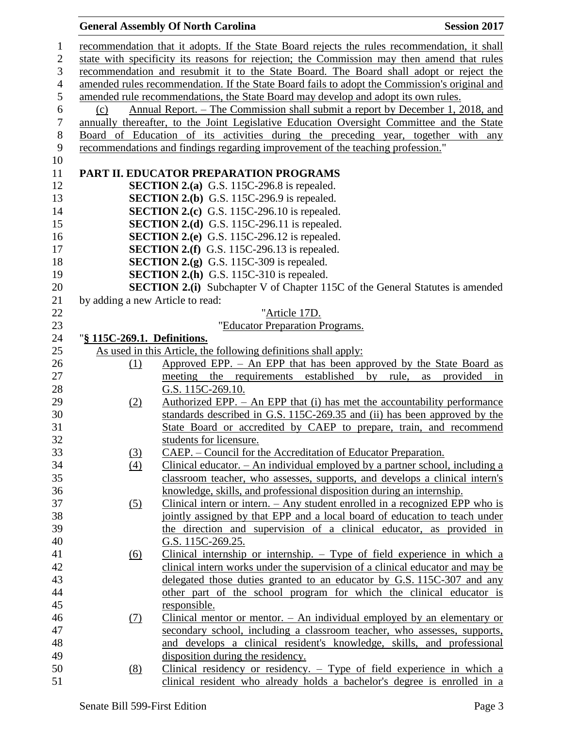recommendation that it adopts. If the State Board rejects the rules recommendation, it shall state with specificity its reasons for rejection; the Commission may then amend that rules recommendation and resubmit it to the State Board. The Board shall adopt or reject the amended rules recommendation. If the State Board fails to adopt the Commission's original and amended rule recommendations, the State Board may develop and adopt its own rules.

(c) Annual Report. – The Commission shall submit a report by December 1, 2018, and annually thereafter, to the Joint Legislative Education Oversight Committee and the State Board of Education of its activities during the preceding year, together with any recommendations and findings regarding improvement of the teaching profession."

**PART II. EDUCATOR PREPARATION PROGRAMS**

**SECTION 2.(a)** G.S. 115C-296.8 is repealed.

**SECTION 2.(b)** G.S. 115C-296.9 is repealed.

**SECTION 2.(c)** G.S. 115C-296.10 is repealed.

**SECTION 2.(d)** G.S. 115C-296.11 is repealed.

**SECTION 2.(e)** G.S. 115C-296.12 is repealed.

**SECTION 2.(f)** G.S. 115C-296.13 is repealed.

**SECTION 2.(g)** G.S. 115C-309 is repealed.

**SECTION 2.(h)** G.S. 115C-310 is repealed.

**SECTION 2.(i)** Subchapter V of Chapter 115C of the General Statutes is amended by adding a new Article to read:

"Article 17D.

"Educator Preparation Programs.

"**§ 115C-269.1. Definitions.**

As used in this Article, the following definitions shall apply:

(1) Approved EPP. – An EPP that has been approved by the State Board as meeting the requirements established by rule, as provided in G.S. 115C-269.10.

(2) Authorized EPP. – An EPP that (i) has met the accountability performance standards described in G.S. 115C-269.35 and (ii) has been approved by the State Board or accredited by CAEP to prepare, train, and recommend students for licensure.

(3) CAEP. – Council for the Accreditation of Educator Preparation.

(4) Clinical educator. – An individual employed by a partner school, including a classroom teacher, who assesses, supports, and develops a clinical intern's knowledge, skills, and professional disposition during an internship.

(5) Clinical intern or intern. – Any student enrolled in a recognized EPP who is jointly assigned by that EPP and a local board of education to teach under the direction and supervision of a clinical educator, as provided in G.S. 115C-269.25.

(6) Clinical internship or internship. – Type of field experience in which a clinical intern works under the supervision of a clinical educator and may be delegated those duties granted to an educator by G.S. 115C-307 and any other part of the school program for which the clinical educator is responsible.

(7) Clinical mentor or mentor. – An individual employed by an elementary or secondary school, including a classroom teacher, who assesses, supports, and develops a clinical resident's knowledge, skills, and professional disposition during the residency.

(8) Clinical residency or residency. – Type of field experience in which a clinical resident who already holds a bachelor's degree is enrolled in a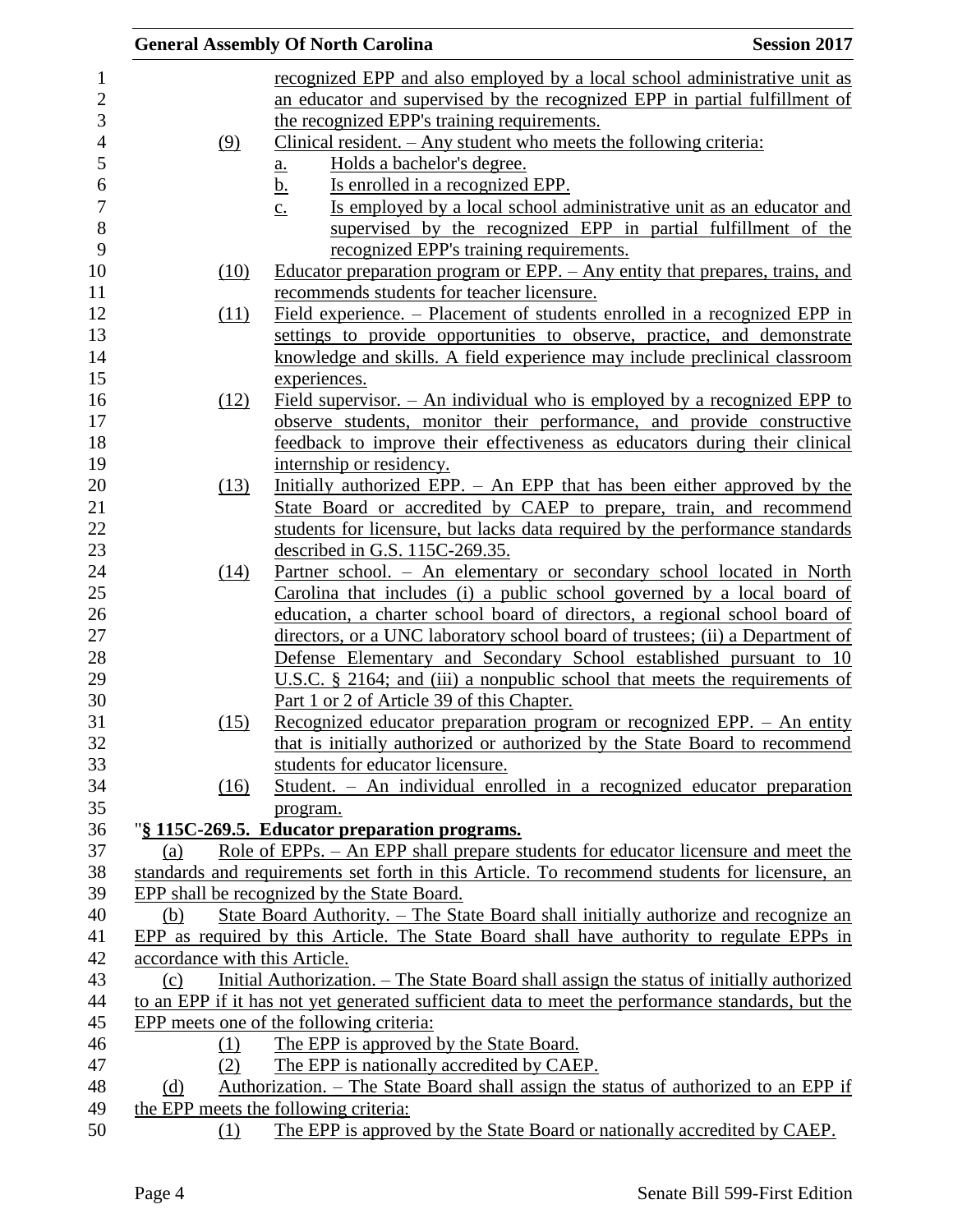recognized EPP and also employed by a local school administrative unit as an educator and supervised by the recognized EPP in partial fulfillment of the recognized EPP's training requirements.

(9) Clinical resident. – Any student who meets the following criteria:

a. Holds a bachelor's degree.

b. Is enrolled in a recognized EPP.

c. Is employed by a local school administrative unit as an educator and supervised by the recognized EPP in partial fulfillment of the recognized EPP's training requirements.

(10) Educator preparation program or EPP. – Any entity that prepares, trains, and recommends students for teacher licensure.

(11) Field experience. – Placement of students enrolled in a recognized EPP in settings to provide opportunities to observe, practice, and demonstrate knowledge and skills. A field experience may include preclinical classroom experiences.

(12) Field supervisor. – An individual who is employed by a recognized EPP to observe students, monitor their performance, and provide constructive feedback to improve their effectiveness as educators during their clinical internship or residency.

(13) Initially authorized EPP. – An EPP that has been either approved by the State Board or accredited by CAEP to prepare, train, and recommend students for licensure, but lacks data required by the performance standards described in G.S. 115C-269.35.

(14) Partner school. – An elementary or secondary school located in North Carolina that includes (i) a public school governed by a local board of education, a charter school board of directors, a regional school board of directors, or a UNC laboratory school board of trustees; (ii) a Department of Defense Elementary and Secondary School established pursuant to 10 U.S.C. § 2164; and (iii) a nonpublic school that meets the requirements of Part 1 or 2 of Article 39 of this Chapter.

(15) Recognized educator preparation program or recognized EPP. – An entity that is initially authorized or authorized by the State Board to recommend students for educator licensure.

(16) Student. – An individual enrolled in a recognized educator preparation program.

"**§ 115C-269.5. Educator preparation programs.**

(a) Role of EPPs. – An EPP shall prepare students for educator licensure and meet the standards and requirements set forth in this Article. To recommend students for licensure, an EPP shall be recognized by the State Board.

(b) State Board Authority. – The State Board shall initially authorize and recognize an EPP as required by this Article. The State Board shall have authority to regulate EPPs in accordance with this Article.

(c) Initial Authorization. – The State Board shall assign the status of initially authorized to an EPP if it has not yet generated sufficient data to meet the performance standards, but the EPP meets one of the following criteria:

(1) The EPP is approved by the State Board.

(2) The EPP is nationally accredited by CAEP.

(d) Authorization. – The State Board shall assign the status of authorized to an EPP if the EPP meets the following criteria:

(1) The EPP is approved by the State Board or nationally accredited by CAEP.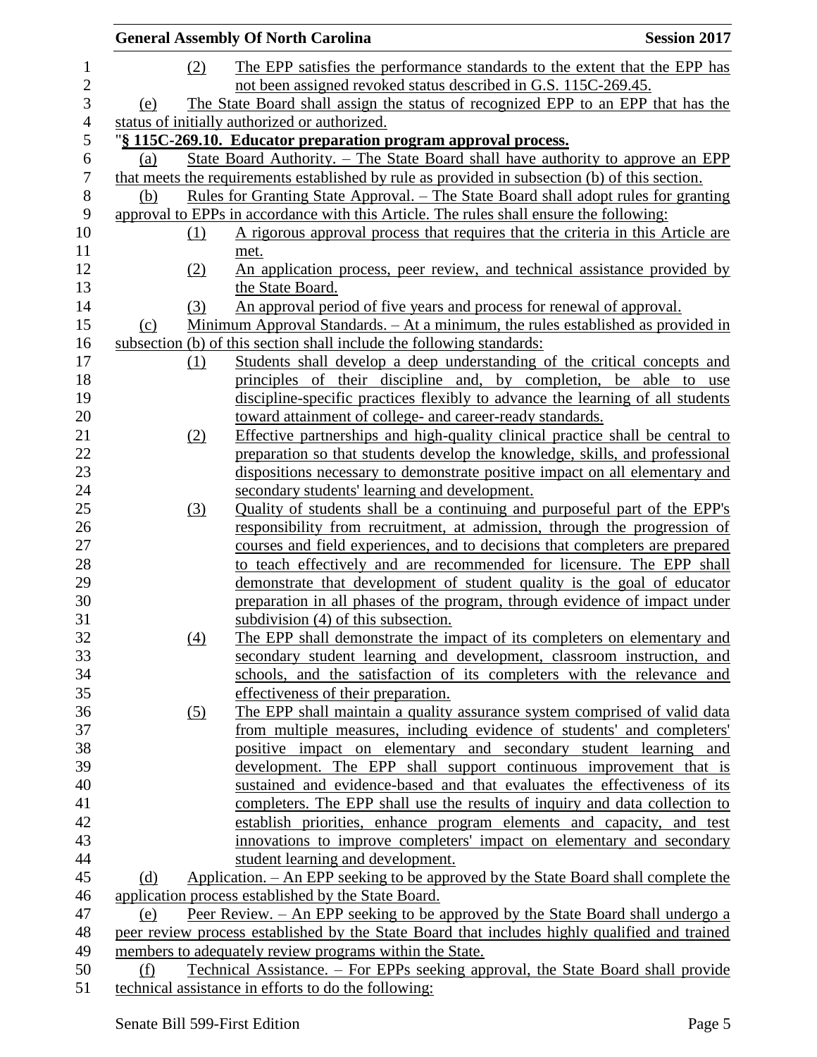(2) The EPP satisfies the performance standards to the extent that the EPP has not been assigned revoked status described in G.S. 115C-269.45.

(e) The State Board shall assign the status of recognized EPP to an EPP that has the status of initially authorized or authorized.

"**§ 115C-269.10. Educator preparation program approval process.**

(a) State Board Authority. – The State Board shall have authority to approve an EPP that meets the requirements established by rule as provided in subsection (b) of this section.

(b) Rules for Granting State Approval. – The State Board shall adopt rules for granting approval to EPPs in accordance with this Article. The rules shall ensure the following:

(1) A rigorous approval process that requires that the criteria in this Article are met.

(2) An application process, peer review, and technical assistance provided by the State Board.

(3) An approval period of five years and process for renewal of approval.

(c) Minimum Approval Standards. – At a minimum, the rules established as provided in subsection (b) of this section shall include the following standards:

(1) Students shall develop a deep understanding of the critical concepts and principles of their discipline and, by completion, be able to use discipline-specific practices flexibly to advance the learning of all students toward attainment of college- and career-ready standards.

(2) Effective partnerships and high-quality clinical practice shall be central to preparation so that students develop the knowledge, skills, and professional dispositions necessary to demonstrate positive impact on all elementary and secondary students' learning and development.

(3) Quality of students shall be a continuing and purposeful part of the EPP's responsibility from recruitment, at admission, through the progression of courses and field experiences, and to decisions that completers are prepared to teach effectively and are recommended for licensure. The EPP shall demonstrate that development of student quality is the goal of educator preparation in all phases of the program, through evidence of impact under subdivision (4) of this subsection.

(4) The EPP shall demonstrate the impact of its completers on elementary and secondary student learning and development, classroom instruction, and schools, and the satisfaction of its completers with the relevance and effectiveness of their preparation.

(5) The EPP shall maintain a quality assurance system comprised of valid data from multiple measures, including evidence of students' and completers' positive impact on elementary and secondary student learning and development. The EPP shall support continuous improvement that is sustained and evidence-based and that evaluates the effectiveness of its completers. The EPP shall use the results of inquiry and data collection to establish priorities, enhance program elements and capacity, and test innovations to improve completers' impact on elementary and secondary student learning and development.

(d) Application. – An EPP seeking to be approved by the State Board shall complete the application process established by the State Board.

(e) Peer Review. – An EPP seeking to be approved by the State Board shall undergo a peer review process established by the State Board that includes highly qualified and trained members to adequately review programs within the State.

(f) Technical Assistance. – For EPPs seeking approval, the State Board shall provide technical assistance in efforts to do the following: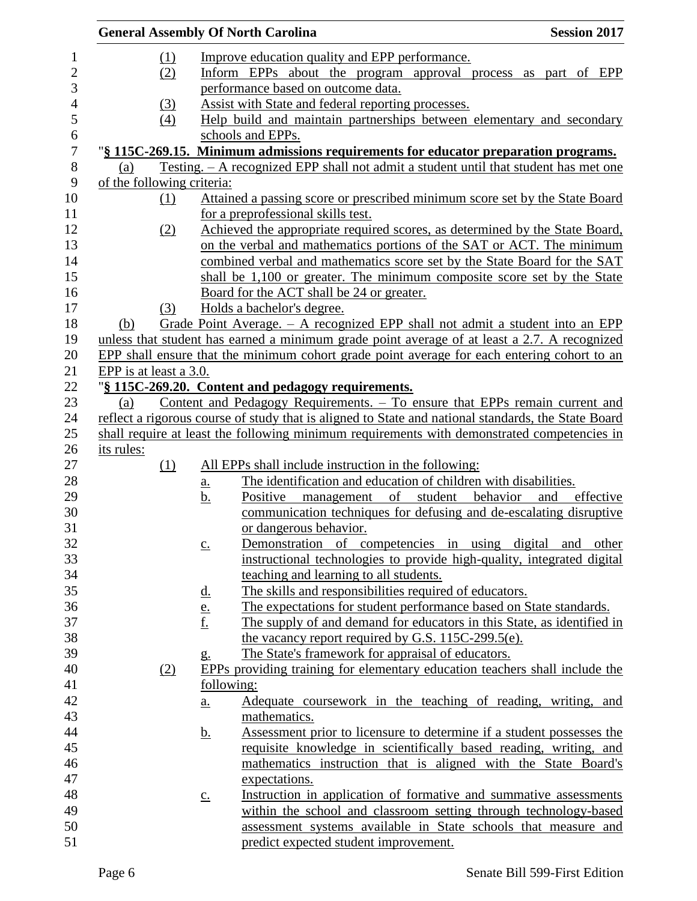(1) Improve education quality and EPP performance.

(2) Inform EPPs about the program approval process as part of EPP performance based on outcome data.

(3) Assist with State and federal reporting processes.

(4) Help build and maintain partnerships between elementary and secondary schools and EPPs.

"**§ 115C-269.15. Minimum admissions requirements for educator preparation programs.**

(a) Testing. – A recognized EPP shall not admit a student until that student has met one of the following criteria:

(1) Attained a passing score or prescribed minimum score set by the State Board for a preprofessional skills test.

(2) Achieved the appropriate required scores, as determined by the State Board, on the verbal and mathematics portions of the SAT or ACT. The minimum combined verbal and mathematics score set by the State Board for the SAT shall be 1,100 or greater. The minimum composite score set by the State Board for the ACT shall be 24 or greater.

(3) Holds a bachelor's degree.

(b) Grade Point Average. – A recognized EPP shall not admit a student into an EPP unless that student has earned a minimum grade point average of at least a 2.7. A recognized EPP shall ensure that the minimum cohort grade point average for each entering cohort to an EPP is at least a 3.0.

"**§ 115C-269.20. Content and pedagogy requirements.**

(a) Content and Pedagogy Requirements. – To ensure that EPPs remain current and reflect a rigorous course of study that is aligned to State and national standards, the State Board shall require at least the following minimum requirements with demonstrated competencies in its rules:

(1) All EPPs shall include instruction in the following:

a. The identification and education of children with disabilities.

b. Positive management of student behavior and effective communication techniques for defusing and de-escalating disruptive or dangerous behavior.

c. Demonstration of competencies in using digital and other instructional technologies to provide high-quality, integrated digital teaching and learning to all students.

d. The skills and responsibilities required of educators.

e. The expectations for student performance based on State standards.

f. The supply of and demand for educators in this State, as identified in the vacancy report required by G.S. 115C-299.5(e).

g. The State's framework for appraisal of educators.

(2) EPPs providing training for elementary education teachers shall include the following:

a. Adequate coursework in the teaching of reading, writing, and mathematics.

b. Assessment prior to licensure to determine if a student possesses the requisite knowledge in scientifically based reading, writing, and mathematics instruction that is aligned with the State Board's expectations.

c. Instruction in application of formative and summative assessments within the school and classroom setting through technology-based assessment systems available in State schools that measure and predict expected student improvement.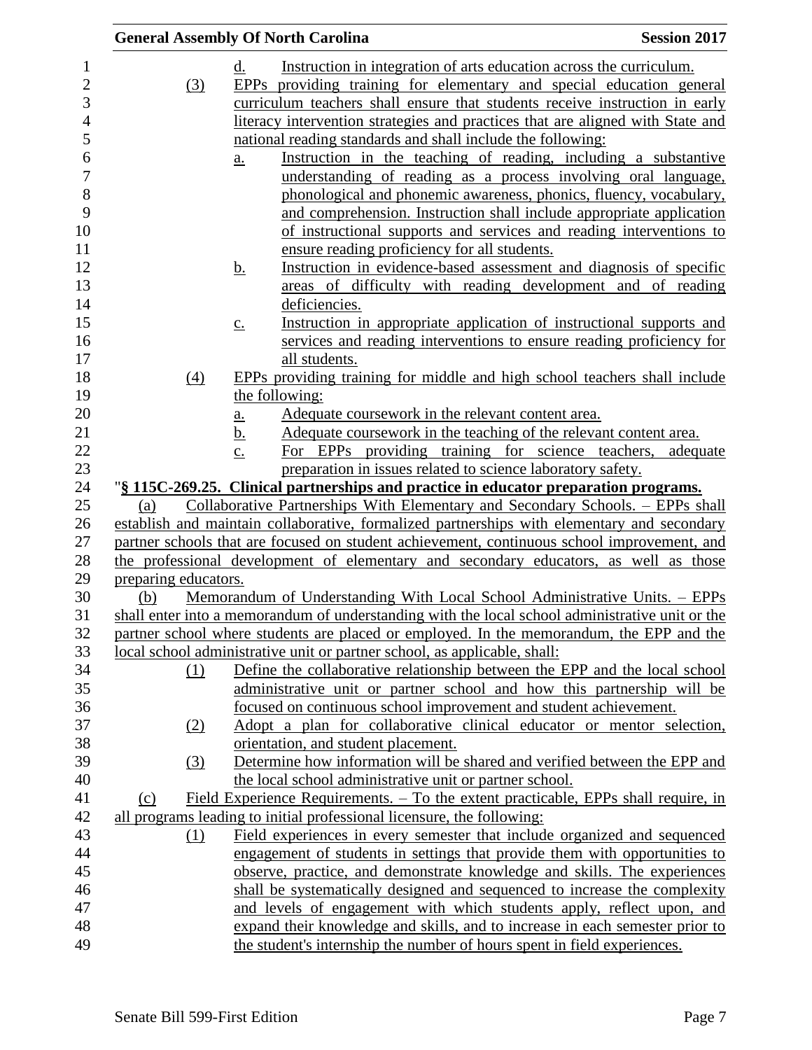d. Instruction in integration of arts education across the curriculum.

(3) EPPs providing training for elementary and special education general curriculum teachers shall ensure that students receive instruction in early literacy intervention strategies and practices that are aligned with State and national reading standards and shall include the following:

a. Instruction in the teaching of reading, including a substantive understanding of reading as a process involving oral language, phonological and phonemic awareness, phonics, fluency, vocabulary, and comprehension. Instruction shall include appropriate application of instructional supports and services and reading interventions to ensure reading proficiency for all students.

b. Instruction in evidence-based assessment and diagnosis of specific areas of difficulty with reading development and of reading deficiencies.

c. Instruction in appropriate application of instructional supports and services and reading interventions to ensure reading proficiency for all students.

(4) EPPs providing training for middle and high school teachers shall include the following:

a. Adequate coursework in the relevant content area.

b. Adequate coursework in the teaching of the relevant content area.

c. For EPPs providing training for science teachers, adequate preparation in issues related to science laboratory safety.

"**§ 115C-269.25. Clinical partnerships and practice in educator preparation programs.**

(a) Collaborative Partnerships With Elementary and Secondary Schools. – EPPs shall establish and maintain collaborative, formalized partnerships with elementary and secondary partner schools that are focused on student achievement, continuous school improvement, and the professional development of elementary and secondary educators, as well as those preparing educators.

(b) Memorandum of Understanding With Local School Administrative Units. – EPPs shall enter into a memorandum of understanding with the local school administrative unit or the partner school where students are placed or employed. In the memorandum, the EPP and the local school administrative unit or partner school, as applicable, shall:

(1) Define the collaborative relationship between the EPP and the local school administrative unit or partner school and how this partnership will be focused on continuous school improvement and student achievement.

(2) Adopt a plan for collaborative clinical educator or mentor selection, orientation, and student placement.

(3) Determine how information will be shared and verified between the EPP and the local school administrative unit or partner school.

(c) Field Experience Requirements. – To the extent practicable, EPPs shall require, in all programs leading to initial professional licensure, the following:

(1) Field experiences in every semester that include organized and sequenced engagement of students in settings that provide them with opportunities to observe, practice, and demonstrate knowledge and skills. The experiences shall be systematically designed and sequenced to increase the complexity and levels of engagement with which students apply, reflect upon, and expand their knowledge and skills, and to increase in each semester prior to the student's internship the number of hours spent in field experiences.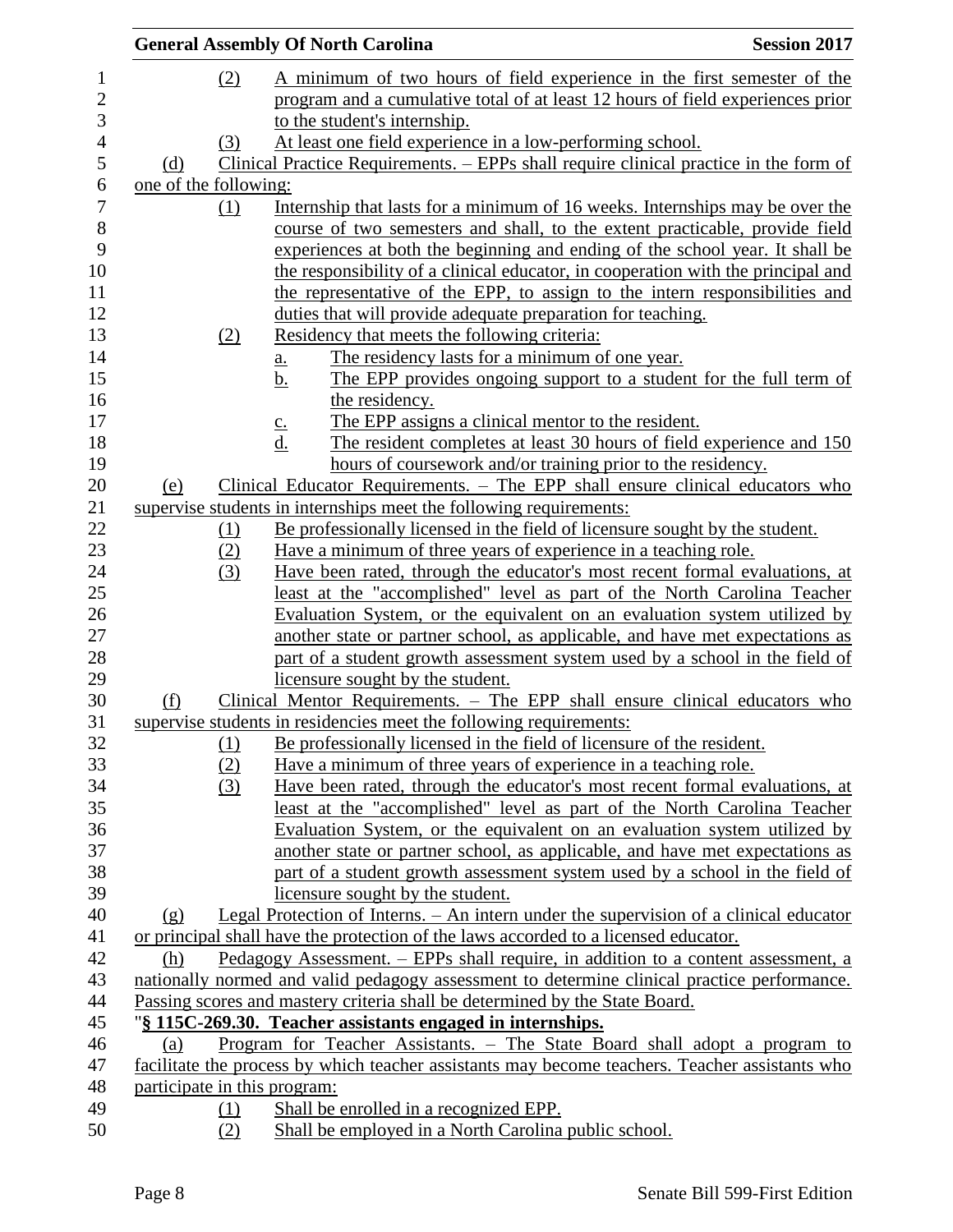(2) A minimum of two hours of field experience in the first semester of the program and a cumulative total of at least 12 hours of field experiences prior to the student's internship.

(3) At least one field experience in a low-performing school.

(d) Clinical Practice Requirements. – EPPs shall require clinical practice in the form of one of the following:

(1) Internship that lasts for a minimum of 16 weeks. Internships may be over the course of two semesters and shall, to the extent practicable, provide field experiences at both the beginning and ending of the school year. It shall be the responsibility of a clinical educator, in cooperation with the principal and the representative of the EPP, to assign to the intern responsibilities and duties that will provide adequate preparation for teaching.

(2) Residency that meets the following criteria:

a. The residency lasts for a minimum of one year.

b. The EPP provides ongoing support to a student for the full term of the residency.

c. The EPP assigns a clinical mentor to the resident.

d. The resident completes at least 30 hours of field experience and 150 hours of coursework and/or training prior to the residency.

(e) Clinical Educator Requirements. – The EPP shall ensure clinical educators who supervise students in internships meet the following requirements:

(1) Be professionally licensed in the field of licensure sought by the student.

(2) Have a minimum of three years of experience in a teaching role.

(3) Have been rated, through the educator's most recent formal evaluations, at least at the "accomplished" level as part of the North Carolina Teacher Evaluation System, or the equivalent on an evaluation system utilized by another state or partner school, as applicable, and have met expectations as part of a student growth assessment system used by a school in the field of licensure sought by the student.

(f) Clinical Mentor Requirements. – The EPP shall ensure clinical educators who supervise students in residencies meet the following requirements:

(1) Be professionally licensed in the field of licensure of the resident.

(2) Have a minimum of three years of experience in a teaching role.

(3) Have been rated, through the educator's most recent formal evaluations, at least at the "accomplished" level as part of the North Carolina Teacher Evaluation System, or the equivalent on an evaluation system utilized by another state or partner school, as applicable, and have met expectations as part of a student growth assessment system used by a school in the field of licensure sought by the student.

(g) Legal Protection of Interns. – An intern under the supervision of a clinical educator or principal shall have the protection of the laws accorded to a licensed educator.

(h) Pedagogy Assessment. – EPPs shall require, in addition to a content assessment, a nationally normed and valid pedagogy assessment to determine clinical practice performance. Passing scores and mastery criteria shall be determined by the State Board.

"**§ 115C-269.30. Teacher assistants engaged in internships.**

(a) Program for Teacher Assistants. – The State Board shall adopt a program to facilitate the process by which teacher assistants may become teachers. Teacher assistants who participate in this program:

(1) Shall be enrolled in a recognized EPP.

(2) Shall be employed in a North Carolina public school.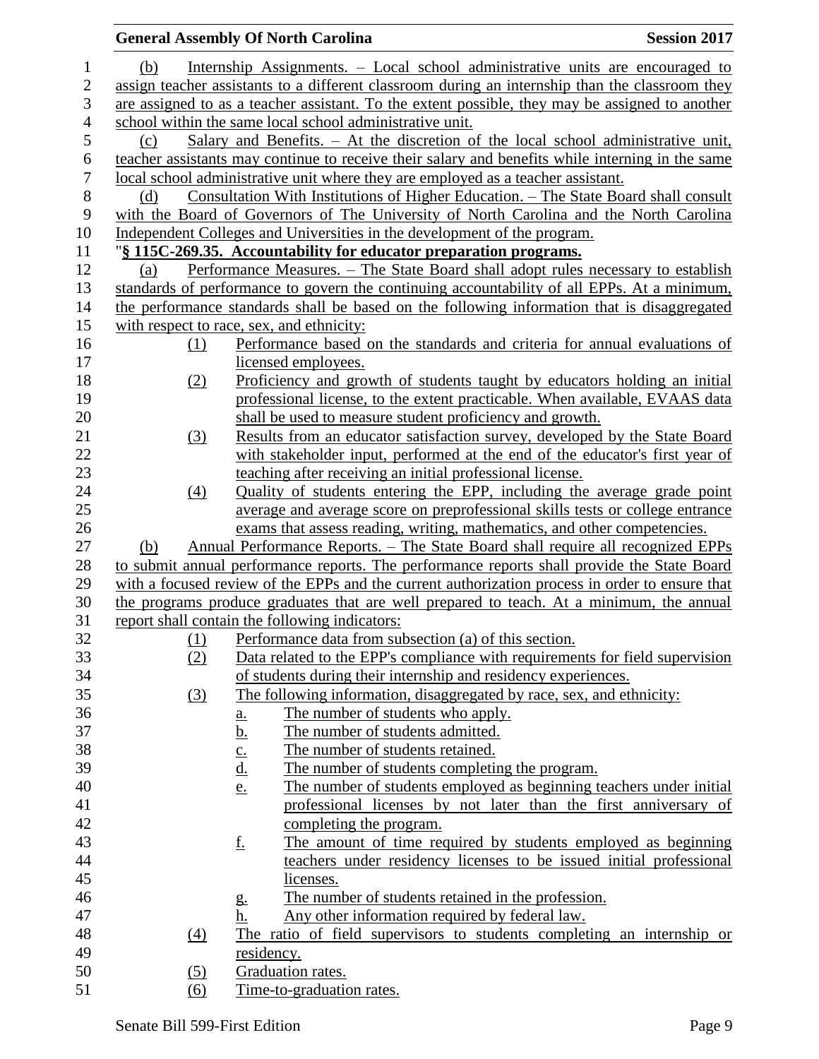(b) Internship Assignments. – Local school administrative units are encouraged to assign teacher assistants to a different classroom during an internship than the classroom they are assigned to as a teacher assistant. To the extent possible, they may be assigned to another school within the same local school administrative unit.

(c) Salary and Benefits. – At the discretion of the local school administrative unit, teacher assistants may continue to receive their salary and benefits while interning in the same local school administrative unit where they are employed as a teacher assistant.

(d) Consultation With Institutions of Higher Education. – The State Board shall consult with the Board of Governors of The University of North Carolina and the North Carolina Independent Colleges and Universities in the development of the program.

"**§ 115C-269.35. Accountability for educator preparation programs.**

(a) Performance Measures. – The State Board shall adopt rules necessary to establish standards of performance to govern the continuing accountability of all EPPs. At a minimum, the performance standards shall be based on the following information that is disaggregated with respect to race, sex, and ethnicity:

(1) Performance based on the standards and criteria for annual evaluations of licensed employees.

(2) Proficiency and growth of students taught by educators holding an initial professional license, to the extent practicable. When available, EVAAS data shall be used to measure student proficiency and growth.

(3) Results from an educator satisfaction survey, developed by the State Board with stakeholder input, performed at the end of the educator's first year of teaching after receiving an initial professional license.

(4) Quality of students entering the EPP, including the average grade point average and average score on preprofessional skills tests or college entrance exams that assess reading, writing, mathematics, and other competencies.

(b) Annual Performance Reports. – The State Board shall require all recognized EPPs to submit annual performance reports. The performance reports shall provide the State Board with a focused review of the EPPs and the current authorization process in order to ensure that the programs produce graduates that are well prepared to teach. At a minimum, the annual report shall contain the following indicators:

(1) Performance data from subsection (a) of this section.

(2) Data related to the EPP's compliance with requirements for field supervision of students during their internship and residency experiences.

(3) The following information, disaggregated by race, sex, and ethnicity:

a. The number of students who apply.

b. The number of students admitted.

c. The number of students retained.

d. The number of students completing the program.

e. The number of students employed as beginning teachers under initial professional licenses by not later than the first anniversary of completing the program.

f. The amount of time required by students employed as beginning teachers under residency licenses to be issued initial professional licenses.

g. The number of students retained in the profession.

h. Any other information required by federal law.

(4) The ratio of field supervisors to students completing an internship or residency.

(5) Graduation rates.

(6) Time-to-graduation rates.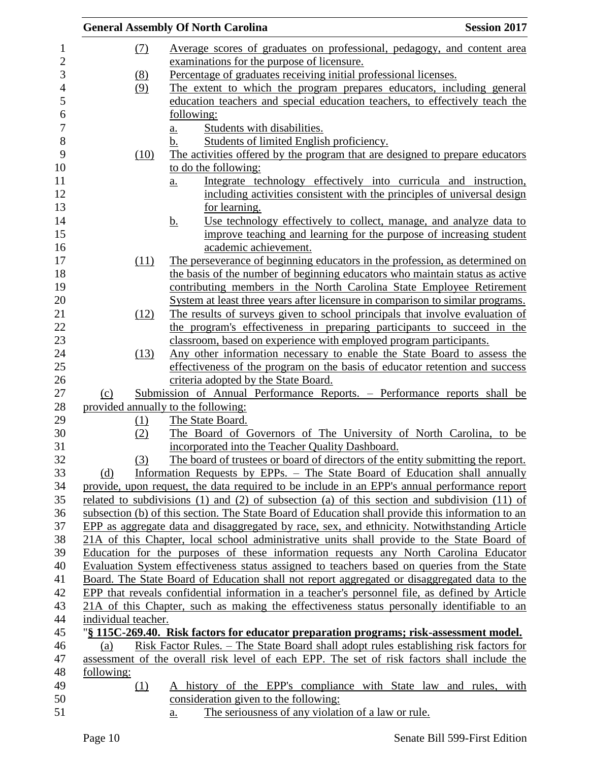(7) Average scores of graduates on professional, pedagogy, and content area examinations for the purpose of licensure.

(8) Percentage of graduates receiving initial professional licenses.

(9) The extent to which the program prepares educators, including general education teachers and special education teachers, to effectively teach the following:

a. Students with disabilities.

b. Students of limited English proficiency.

(10) The activities offered by the program that are designed to prepare educators to do the following:

a. Integrate technology effectively into curricula and instruction, including activities consistent with the principles of universal design for learning.

b. Use technology effectively to collect, manage, and analyze data to improve teaching and learning for the purpose of increasing student academic achievement.

(11) The perseverance of beginning educators in the profession, as determined on the basis of the number of beginning educators who maintain status as active contributing members in the North Carolina State Employee Retirement System at least three years after licensure in comparison to similar programs.

(12) The results of surveys given to school principals that involve evaluation of the program's effectiveness in preparing participants to succeed in the classroom, based on experience with employed program participants.

(13) Any other information necessary to enable the State Board to assess the effectiveness of the program on the basis of educator retention and success criteria adopted by the State Board.

(c) Submission of Annual Performance Reports. – Performance reports shall be provided annually to the following:

(1) The State Board.

(2) The Board of Governors of The University of North Carolina, to be incorporated into the Teacher Quality Dashboard.

(3) The board of trustees or board of directors of the entity submitting the report.

(d) Information Requests by EPPs. – The State Board of Education shall annually provide, upon request, the data required to be include in an EPP's annual performance report related to subdivisions (1) and (2) of subsection (a) of this section and subdivision (11) of subsection (b) of this section. The State Board of Education shall provide this information to an EPP as aggregate data and disaggregated by race, sex, and ethnicity. Notwithstanding Article 21A of this Chapter, local school administrative units shall provide to the State Board of Education for the purposes of these information requests any North Carolina Educator Evaluation System effectiveness status assigned to teachers based on queries from the State Board. The State Board of Education shall not report aggregated or disaggregated data to the EPP that reveals confidential information in a teacher's personnel file, as defined by Article 21A of this Chapter, such as making the effectiveness status personally identifiable to an individual teacher.

"**§ 115C-269.40. Risk factors for educator preparation programs; risk-assessment model.**

(a) Risk Factor Rules. – The State Board shall adopt rules establishing risk factors for assessment of the overall risk level of each EPP. The set of risk factors shall include the following:

(1) A history of the EPP's compliance with State law and rules, with consideration given to the following:

a. The seriousness of any violation of a law or rule.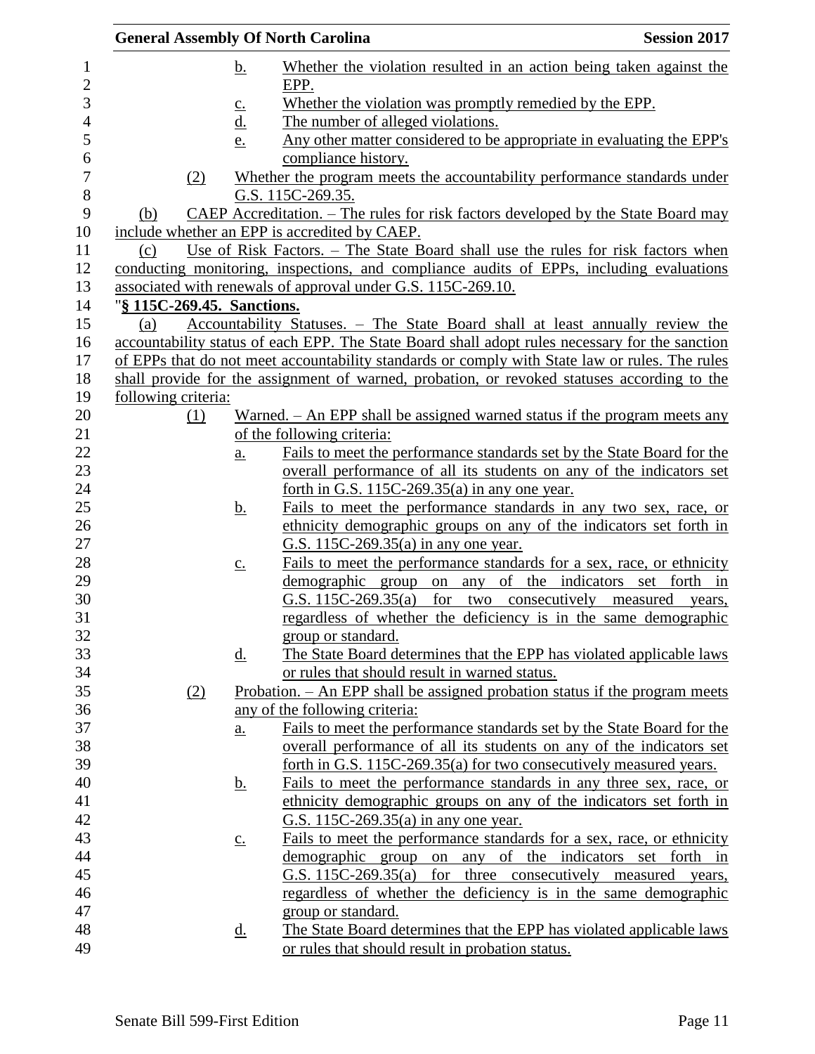b. Whether the violation resulted in an action being taken against the EPP.

c. Whether the violation was promptly remedied by the EPP.

d. The number of alleged violations.

e. Any other matter considered to be appropriate in evaluating the EPP's compliance history.

(2) Whether the program meets the accountability performance standards under G.S. 115C-269.35.

(b) CAEP Accreditation. – The rules for risk factors developed by the State Board may include whether an EPP is accredited by CAEP.

(c) Use of Risk Factors. – The State Board shall use the rules for risk factors when conducting monitoring, inspections, and compliance audits of EPPs, including evaluations associated with renewals of approval under G.S. 115C-269.10.

"**§ 115C-269.45. Sanctions.**

(a) Accountability Statuses. – The State Board shall at least annually review the accountability status of each EPP. The State Board shall adopt rules necessary for the sanction of EPPs that do not meet accountability standards or comply with State law or rules. The rules shall provide for the assignment of warned, probation, or revoked statuses according to the following criteria:

(1) Warned. – An EPP shall be assigned warned status if the program meets any of the following criteria:

a. Fails to meet the performance standards set by the State Board for the overall performance of all its students on any of the indicators set forth in G.S. 115C-269.35(a) in any one year.

b. Fails to meet the performance standards in any two sex, race, or ethnicity demographic groups on any of the indicators set forth in G.S. 115C-269.35(a) in any one year.

c. Fails to meet the performance standards for a sex, race, or ethnicity demographic group on any of the indicators set forth in G.S. 115C-269.35(a) for two consecutively measured years, regardless of whether the deficiency is in the same demographic group or standard.

d. The State Board determines that the EPP has violated applicable laws or rules that should result in warned status.

(2) Probation. – An EPP shall be assigned probation status if the program meets any of the following criteria:

a. Fails to meet the performance standards set by the State Board for the overall performance of all its students on any of the indicators set forth in G.S. 115C-269.35(a) for two consecutively measured years.

b. Fails to meet the performance standards in any three sex, race, or ethnicity demographic groups on any of the indicators set forth in G.S. 115C-269.35(a) in any one year.

c. Fails to meet the performance standards for a sex, race, or ethnicity demographic group on any of the indicators set forth in G.S. 115C-269.35(a) for three consecutively measured years, regardless of whether the deficiency is in the same demographic group or standard.

d. The State Board determines that the EPP has violated applicable laws or rules that should result in probation status.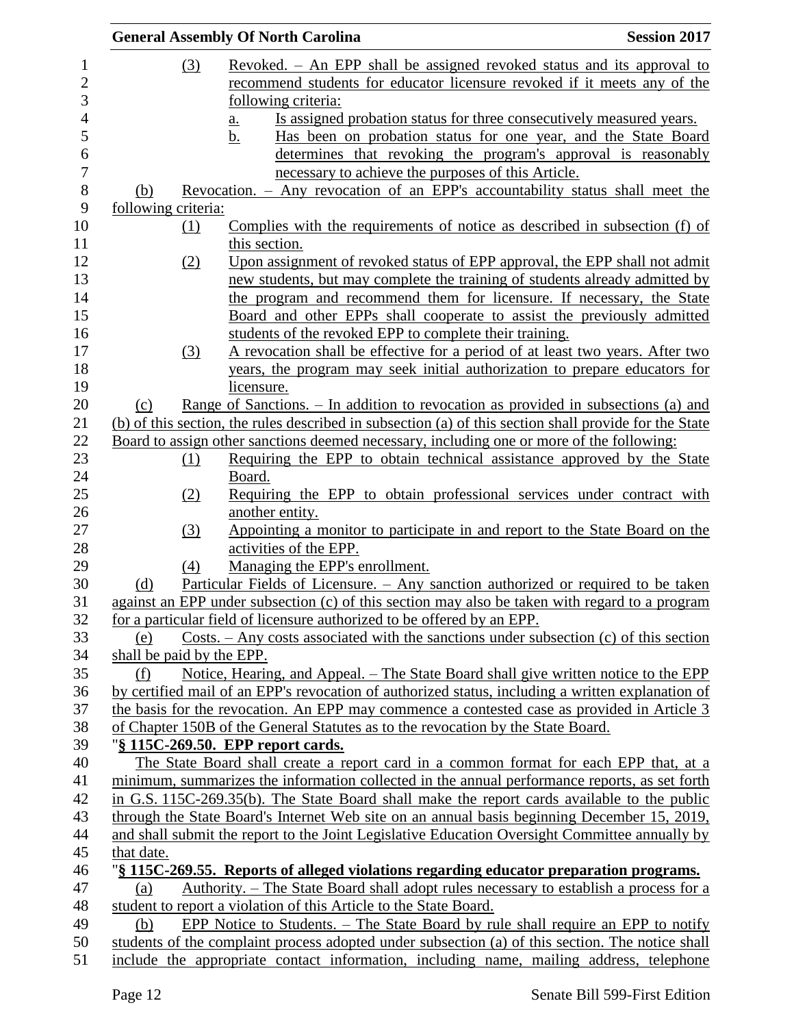(3) Revoked. – An EPP shall be assigned revoked status and its approval to recommend students for educator licensure revoked if it meets any of the following criteria:

a. Is assigned probation status for three consecutively measured years.

b. Has been on probation status for one year, and the State Board determines that revoking the program's approval is reasonably necessary to achieve the purposes of this Article.

(b) Revocation. – Any revocation of an EPP's accountability status shall meet the following criteria:

(1) Complies with the requirements of notice as described in subsection (f) of this section.

(2) Upon assignment of revoked status of EPP approval, the EPP shall not admit new students, but may complete the training of students already admitted by the program and recommend them for licensure. If necessary, the State Board and other EPPs shall cooperate to assist the previously admitted students of the revoked EPP to complete their training.

(3) A revocation shall be effective for a period of at least two years. After two years, the program may seek initial authorization to prepare educators for licensure.

(c) Range of Sanctions. – In addition to revocation as provided in subsections (a) and (b) of this section, the rules described in subsection (a) of this section shall provide for the State Board to assign other sanctions deemed necessary, including one or more of the following:

(1) Requiring the EPP to obtain technical assistance approved by the State Board.

(2) Requiring the EPP to obtain professional services under contract with another entity.

(3) Appointing a monitor to participate in and report to the State Board on the activities of the EPP.

(4) Managing the EPP's enrollment.

(d) Particular Fields of Licensure. – Any sanction authorized or required to be taken against an EPP under subsection (c) of this section may also be taken with regard to a program for a particular field of licensure authorized to be offered by an EPP.

(e) Costs. – Any costs associated with the sanctions under subsection (c) of this section shall be paid by the EPP.

(f) Notice, Hearing, and Appeal. – The State Board shall give written notice to the EPP by certified mail of an EPP's revocation of authorized status, including a written explanation of the basis for the revocation. An EPP may commence a contested case as provided in Article 3 of Chapter 150B of the General Statutes as to the revocation by the State Board.

"**§ 115C-269.50. EPP report cards.**

The State Board shall create a report card in a common format for each EPP that, at a minimum, summarizes the information collected in the annual performance reports, as set forth in G.S. 115C-269.35(b). The State Board shall make the report cards available to the public through the State Board's Internet Web site on an annual basis beginning December 15, 2019, and shall submit the report to the Joint Legislative Education Oversight Committee annually by that date.

"**§ 115C-269.55. Reports of alleged violations regarding educator preparation programs.**

(a) Authority. – The State Board shall adopt rules necessary to establish a process for a student to report a violation of this Article to the State Board.

(b) EPP Notice to Students. – The State Board by rule shall require an EPP to notify students of the complaint process adopted under subsection (a) of this section. The notice shall include the appropriate contact information, including name, mailing address, telephone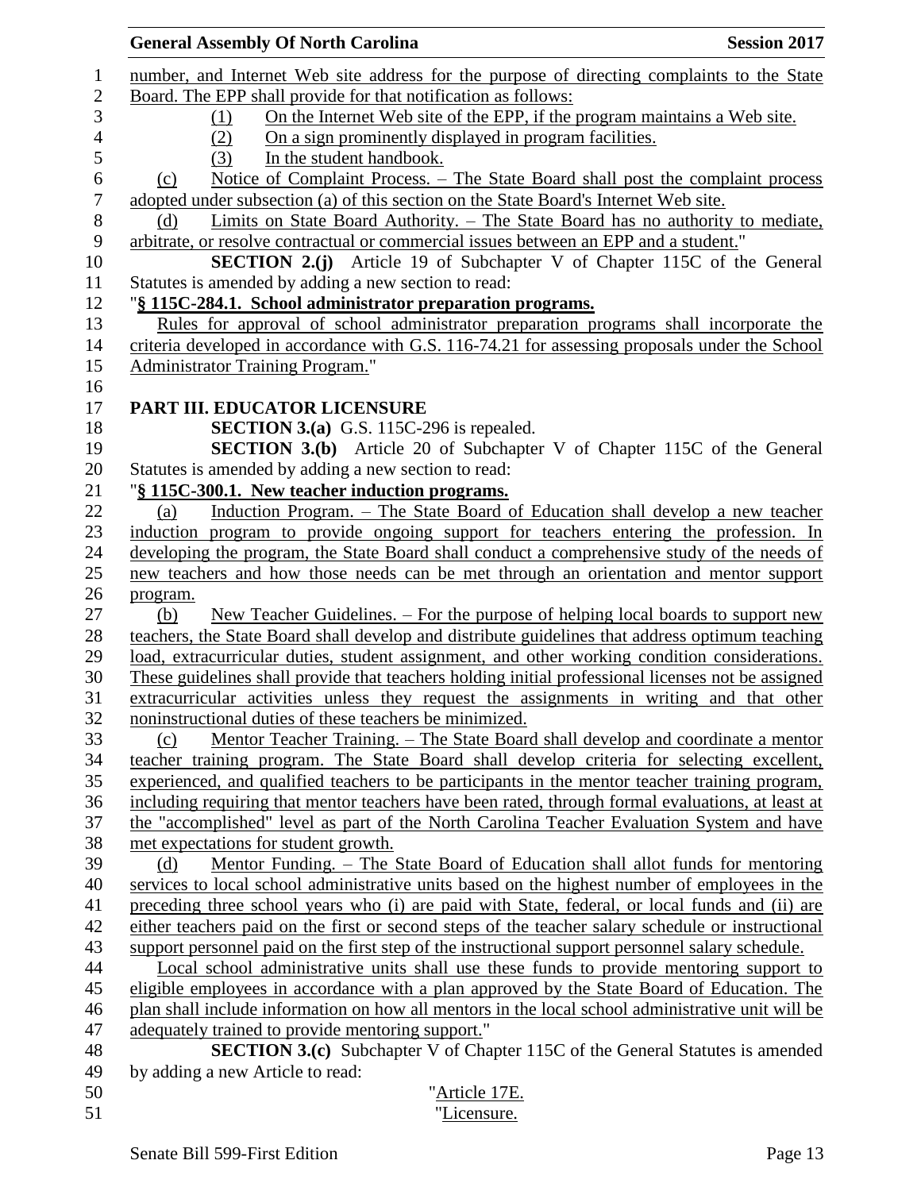number, and Internet Web site address for the purpose of directing complaints to the State Board. The EPP shall provide for that notification as follows:

(1) On the Internet Web site of the EPP, if the program maintains a Web site.
(2) On a sign prominently displayed in program facilities.
(3) In the student handbook.

(c) Notice of Complaint Process. – The State Board shall post the complaint process adopted under subsection (a) of this section on the State Board's Internet Web site.

(d) Limits on State Board Authority. – The State Board has no authority to mediate, arbitrate, or resolve contractual or commercial issues between an EPP and a student."

**SECTION 2.(j)** Article 19 of Subchapter V of Chapter 115C of the General Statutes is amended by adding a new section to read:

"**§ 115C-284.1. School administrator preparation programs.**

Rules for approval of school administrator preparation programs shall incorporate the criteria developed in accordance with G.S. 116-74.21 for assessing proposals under the School Administrator Training Program."

**PART III. EDUCATOR LICENSURE**

**SECTION 3.(a)** G.S. 115C-296 is repealed.

**SECTION 3.(b)** Article 20 of Subchapter V of Chapter 115C of the General Statutes is amended by adding a new section to read:

"**§ 115C-300.1. New teacher induction programs.**

(a) Induction Program. – The State Board of Education shall develop a new teacher induction program to provide ongoing support for teachers entering the profession. In developing the program, the State Board shall conduct a comprehensive study of the needs of new teachers and how those needs can be met through an orientation and mentor support program.

(b) New Teacher Guidelines. – For the purpose of helping local boards to support new teachers, the State Board shall develop and distribute guidelines that address optimum teaching load, extracurricular duties, student assignment, and other working condition considerations. These guidelines shall provide that teachers holding initial professional licenses not be assigned extracurricular activities unless they request the assignments in writing and that other noninstructional duties of these teachers be minimized.

(c) Mentor Teacher Training. – The State Board shall develop and coordinate a mentor teacher training program. The State Board shall develop criteria for selecting excellent, experienced, and qualified teachers to be participants in the mentor teacher training program, including requiring that mentor teachers have been rated, through formal evaluations, at least at the "accomplished" level as part of the North Carolina Teacher Evaluation System and have met expectations for student growth.

(d) Mentor Funding. – The State Board of Education shall allot funds for mentoring services to local school administrative units based on the highest number of employees in the preceding three school years who (i) are paid with State, federal, or local funds and (ii) are either teachers paid on the first or second steps of the teacher salary schedule or instructional support personnel paid on the first step of the instructional support personnel salary schedule.

Local school administrative units shall use these funds to provide mentoring support to eligible employees in accordance with a plan approved by the State Board of Education. The plan shall include information on how all mentors in the local school administrative unit will be adequately trained to provide mentoring support."

**SECTION 3.(c)** Subchapter V of Chapter 115C of the General Statutes is amended by adding a new Article to read:

"Article 17E.

"Licensure.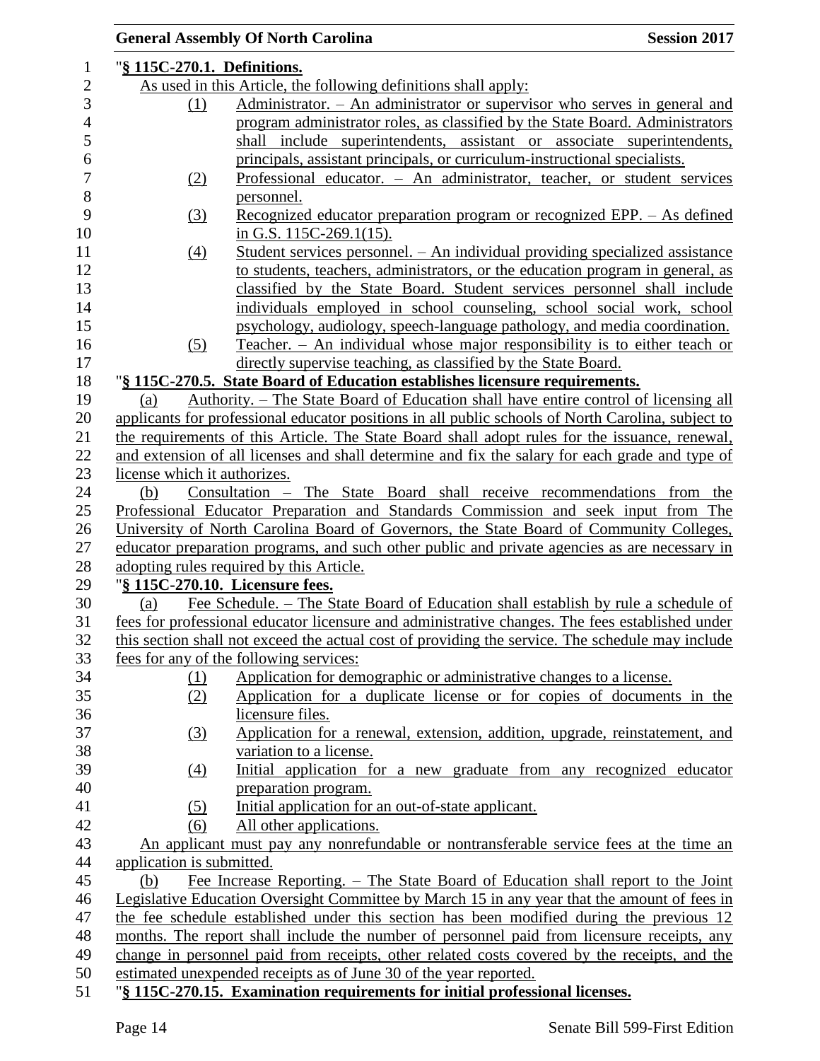"**§ 115C-270.1. Definitions.**

As used in this Article, the following definitions shall apply:

(1) Administrator. – An administrator or supervisor who serves in general and program administrator roles, as classified by the State Board. Administrators shall include superintendents, assistant or associate superintendents, principals, assistant principals, or curriculum-instructional specialists.

(2) Professional educator. – An administrator, teacher, or student services personnel.

(3) Recognized educator preparation program or recognized EPP. – As defined in G.S. 115C-269.1(15).

(4) Student services personnel. – An individual providing specialized assistance to students, teachers, administrators, or the education program in general, as classified by the State Board. Student services personnel shall include individuals employed in school counseling, school social work, school psychology, audiology, speech-language pathology, and media coordination.

(5) Teacher. – An individual whose major responsibility is to either teach or directly supervise teaching, as classified by the State Board.

"**§ 115C-270.5. State Board of Education establishes licensure requirements.**

(a) Authority. – The State Board of Education shall have entire control of licensing all applicants for professional educator positions in all public schools of North Carolina, subject to the requirements of this Article. The State Board shall adopt rules for the issuance, renewal, and extension of all licenses and shall determine and fix the salary for each grade and type of license which it authorizes.

(b) Consultation – The State Board shall receive recommendations from the Professional Educator Preparation and Standards Commission and seek input from The University of North Carolina Board of Governors, the State Board of Community Colleges, educator preparation programs, and such other public and private agencies as are necessary in adopting rules required by this Article.

"**§ 115C-270.10. Licensure fees.**

(a) Fee Schedule. – The State Board of Education shall establish by rule a schedule of fees for professional educator licensure and administrative changes. The fees established under this section shall not exceed the actual cost of providing the service. The schedule may include fees for any of the following services:

(1) Application for demographic or administrative changes to a license.

(2) Application for a duplicate license or for copies of documents in the licensure files.

(3) Application for a renewal, extension, addition, upgrade, reinstatement, and variation to a license.

(4) Initial application for a new graduate from any recognized educator preparation program.

(5) Initial application for an out-of-state applicant.

(6) All other applications.

An applicant must pay any nonrefundable or nontransferable service fees at the time an application is submitted.

(b) Fee Increase Reporting. – The State Board of Education shall report to the Joint Legislative Education Oversight Committee by March 15 in any year that the amount of fees in the fee schedule established under this section has been modified during the previous 12 months. The report shall include the number of personnel paid from licensure receipts, any change in personnel paid from receipts, other related costs covered by the receipts, and the estimated unexpended receipts as of June 30 of the year reported.

"**§ 115C-270.15. Examination requirements for initial professional licenses.**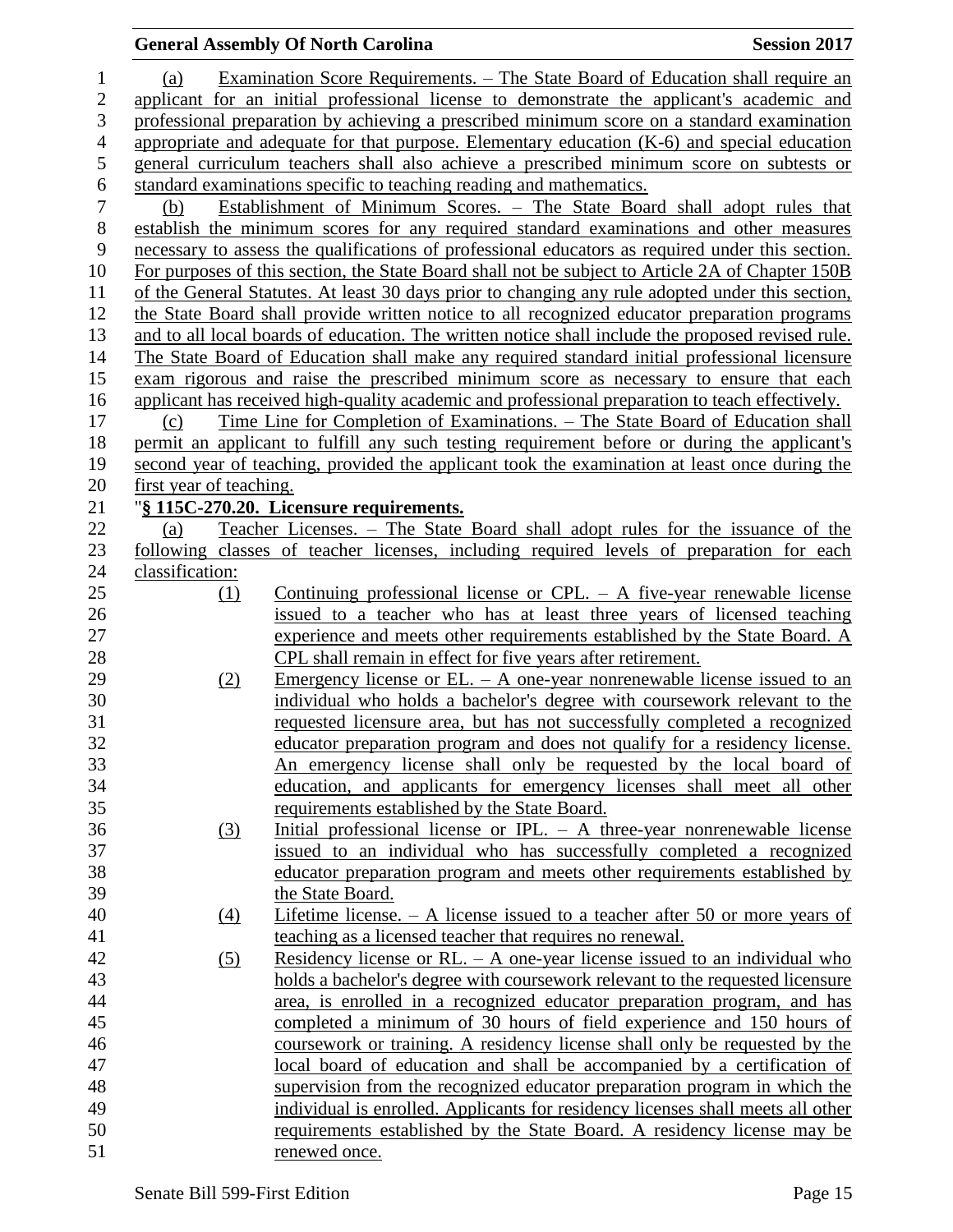(a) Examination Score Requirements. – The State Board of Education shall require an applicant for an initial professional license to demonstrate the applicant's academic and professional preparation by achieving a prescribed minimum score on a standard examination appropriate and adequate for that purpose. Elementary education (K-6) and special education general curriculum teachers shall also achieve a prescribed minimum score on subtests or standard examinations specific to teaching reading and mathematics.

(b) Establishment of Minimum Scores. – The State Board shall adopt rules that establish the minimum scores for any required standard examinations and other measures necessary to assess the qualifications of professional educators as required under this section. For purposes of this section, the State Board shall not be subject to Article 2A of Chapter 150B of the General Statutes. At least 30 days prior to changing any rule adopted under this section, the State Board shall provide written notice to all recognized educator preparation programs and to all local boards of education. The written notice shall include the proposed revised rule. The State Board of Education shall make any required standard initial professional licensure exam rigorous and raise the prescribed minimum score as necessary to ensure that each applicant has received high-quality academic and professional preparation to teach effectively.

(c) Time Line for Completion of Examinations. – The State Board of Education shall permit an applicant to fulfill any such testing requirement before or during the applicant's second year of teaching, provided the applicant took the examination at least once during the first year of teaching.

"**§ 115C-270.20. Licensure requirements.**

(a) Teacher Licenses. – The State Board shall adopt rules for the issuance of the following classes of teacher licenses, including required levels of preparation for each classification:

(1) Continuing professional license or CPL. – A five-year renewable license issued to a teacher who has at least three years of licensed teaching experience and meets other requirements established by the State Board. A CPL shall remain in effect for five years after retirement.

(2) Emergency license or EL. – A one-year nonrenewable license issued to an individual who holds a bachelor's degree with coursework relevant to the requested licensure area, but has not successfully completed a recognized educator preparation program and does not qualify for a residency license. An emergency license shall only be requested by the local board of education, and applicants for emergency licenses shall meet all other requirements established by the State Board.

(3) Initial professional license or IPL. – A three-year nonrenewable license issued to an individual who has successfully completed a recognized educator preparation program and meets other requirements established by the State Board.

(4) Lifetime license. – A license issued to a teacher after 50 or more years of teaching as a licensed teacher that requires no renewal.

(5) Residency license or RL. – A one-year license issued to an individual who holds a bachelor's degree with coursework relevant to the requested licensure area, is enrolled in a recognized educator preparation program, and has completed a minimum of 30 hours of field experience and 150 hours of coursework or training. A residency license shall only be requested by the local board of education and shall be accompanied by a certification of supervision from the recognized educator preparation program in which the individual is enrolled. Applicants for residency licenses shall meets all other requirements established by the State Board. A residency license may be renewed once.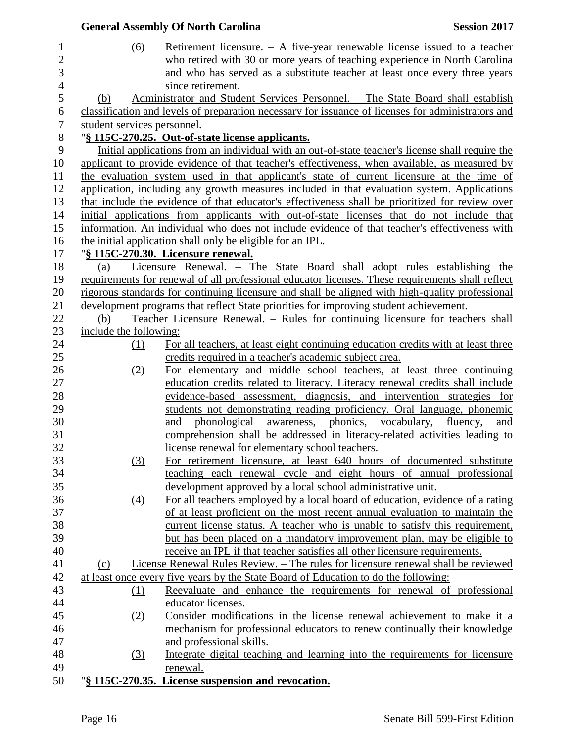(6) Retirement licensure. – A five-year renewable license issued to a teacher who retired with 30 or more years of teaching experience in North Carolina and who has served as a substitute teacher at least once every three years since retirement.

(b) Administrator and Student Services Personnel. – The State Board shall establish classification and levels of preparation necessary for issuance of licenses for administrators and student services personnel.

"**§ 115C-270.25. Out-of-state license applicants.**

Initial applications from an individual with an out-of-state teacher's license shall require the applicant to provide evidence of that teacher's effectiveness, when available, as measured by the evaluation system used in that applicant's state of current licensure at the time of application, including any growth measures included in that evaluation system. Applications that include the evidence of that educator's effectiveness shall be prioritized for review over initial applications from applicants with out-of-state licenses that do not include that information. An individual who does not include evidence of that teacher's effectiveness with the initial application shall only be eligible for an IPL.

"**§ 115C-270.30. Licensure renewal.**

(a) Licensure Renewal. – The State Board shall adopt rules establishing the requirements for renewal of all professional educator licenses. These requirements shall reflect rigorous standards for continuing licensure and shall be aligned with high-quality professional development programs that reflect State priorities for improving student achievement.

(b) Teacher Licensure Renewal. – Rules for continuing licensure for teachers shall include the following:

(1) For all teachers, at least eight continuing education credits with at least three credits required in a teacher's academic subject area.

(2) For elementary and middle school teachers, at least three continuing education credits related to literacy. Literacy renewal credits shall include evidence-based assessment, diagnosis, and intervention strategies for students not demonstrating reading proficiency. Oral language, phonemic and phonological awareness, phonics, vocabulary, fluency, and comprehension shall be addressed in literacy-related activities leading to license renewal for elementary school teachers.

(3) For retirement licensure, at least 640 hours of documented substitute teaching each renewal cycle and eight hours of annual professional development approved by a local school administrative unit.

(4) For all teachers employed by a local board of education, evidence of a rating of at least proficient on the most recent annual evaluation to maintain the current license status. A teacher who is unable to satisfy this requirement, but has been placed on a mandatory improvement plan, may be eligible to receive an IPL if that teacher satisfies all other licensure requirements.

(c) License Renewal Rules Review. – The rules for licensure renewal shall be reviewed at least once every five years by the State Board of Education to do the following:

(1) Reevaluate and enhance the requirements for renewal of professional educator licenses.

(2) Consider modifications in the license renewal achievement to make it a mechanism for professional educators to renew continually their knowledge and professional skills.

(3) Integrate digital teaching and learning into the requirements for licensure renewal.

"**§ 115C-270.35. License suspension and revocation.**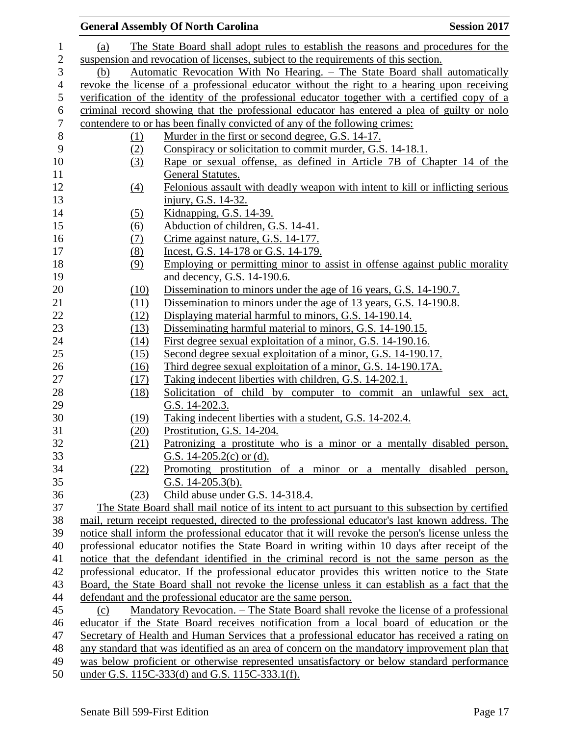(a) The State Board shall adopt rules to establish the reasons and procedures for the suspension and revocation of licenses, subject to the requirements of this section.

(b) Automatic Revocation With No Hearing. – The State Board shall automatically revoke the license of a professional educator without the right to a hearing upon receiving verification of the identity of the professional educator together with a certified copy of a criminal record showing that the professional educator has entered a plea of guilty or nolo contendere to or has been finally convicted of any of the following crimes:

- (1) Murder in the first or second degree, G.S. 14-17.
- (2) Conspiracy or solicitation to commit murder, G.S. 14-18.1.
- (3) Rape or sexual offense, as defined in Article 7B of Chapter 14 of the General Statutes.
- (4) Felonious assault with deadly weapon with intent to kill or inflicting serious injury, G.S. 14-32.
- (5) Kidnapping, G.S. 14-39.
- (6) Abduction of children, G.S. 14-41.
- (7) Crime against nature, G.S. 14-177.
- (8) Incest, G.S. 14-178 or G.S. 14-179.
- (9) Employing or permitting minor to assist in offense against public morality and decency, G.S. 14-190.6.
- (10) Dissemination to minors under the age of 16 years, G.S. 14-190.7.
- (11) Dissemination to minors under the age of 13 years, G.S. 14-190.8.
- (12) Displaying material harmful to minors, G.S. 14-190.14.
- (13) Disseminating harmful material to minors, G.S. 14-190.15.
- (14) First degree sexual exploitation of a minor, G.S. 14-190.16.
- (15) Second degree sexual exploitation of a minor, G.S. 14-190.17.
- (16) Third degree sexual exploitation of a minor, G.S. 14-190.17A.
- (17) Taking indecent liberties with children, G.S. 14-202.1.
- (18) Solicitation of child by computer to commit an unlawful sex act, G.S. 14-202.3.
- (19) Taking indecent liberties with a student, G.S. 14-202.4.
- (20) Prostitution, G.S. 14-204.
- (21) Patronizing a prostitute who is a minor or a mentally disabled person, G.S. 14-205.2(c) or (d).
- (22) Promoting prostitution of a minor or a mentally disabled person, G.S. 14-205.3(b).
- (23) Child abuse under G.S. 14-318.4.

The State Board shall mail notice of its intent to act pursuant to this subsection by certified mail, return receipt requested, directed to the professional educator's last known address. The notice shall inform the professional educator that it will revoke the person's license unless the professional educator notifies the State Board in writing within 10 days after receipt of the notice that the defendant identified in the criminal record is not the same person as the professional educator. If the professional educator provides this written notice to the State Board, the State Board shall not revoke the license unless it can establish as a fact that the defendant and the professional educator are the same person.

(c) Mandatory Revocation. – The State Board shall revoke the license of a professional educator if the State Board receives notification from a local board of education or the Secretary of Health and Human Services that a professional educator has received a rating on any standard that was identified as an area of concern on the mandatory improvement plan that was below proficient or otherwise represented unsatisfactory or below standard performance under G.S. 115C-333(d) and G.S. 115C-333.1(f).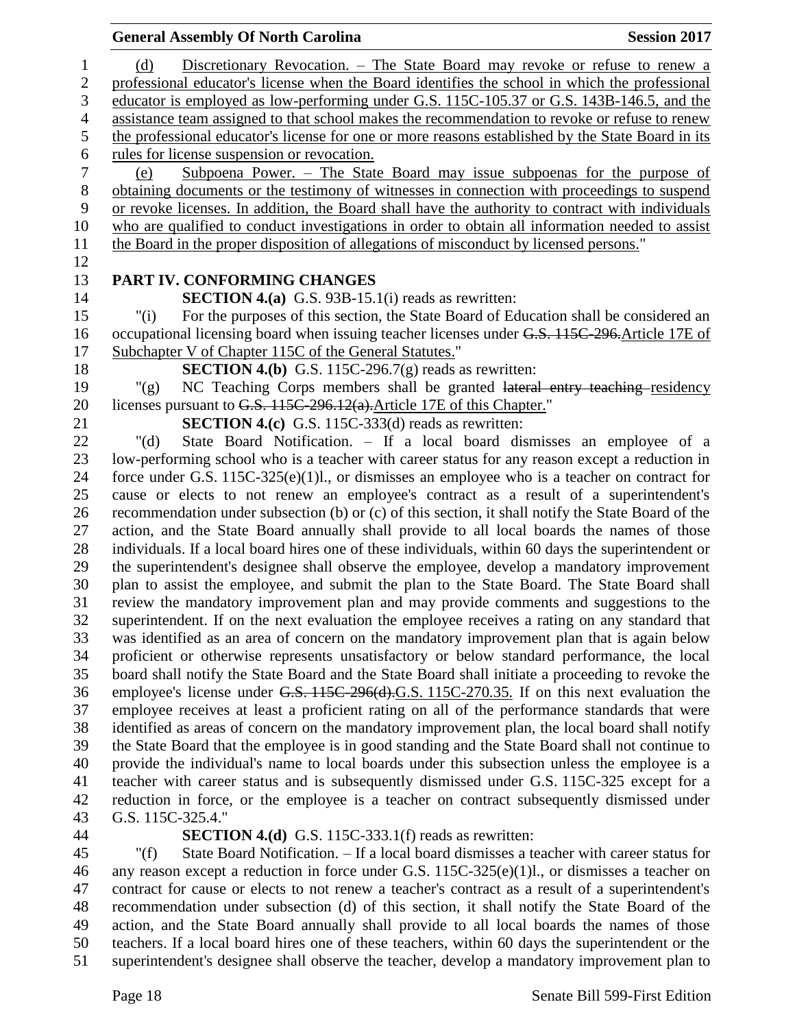(d) Discretionary Revocation. – The State Board may revoke or refuse to renew a professional educator's license when the Board identifies the school in which the professional educator is employed as low-performing under G.S. 115C-105.37 or G.S. 143B-146.5, and the assistance team assigned to that school makes the recommendation to revoke or refuse to renew the professional educator's license for one or more reasons established by the State Board in its rules for license suspension or revocation.

(e) Subpoena Power. – The State Board may issue subpoenas for the purpose of obtaining documents or the testimony of witnesses in connection with proceedings to suspend or revoke licenses. In addition, the Board shall have the authority to contract with individuals who are qualified to conduct investigations in order to obtain all information needed to assist the Board in the proper disposition of allegations of misconduct by licensed persons."

## PART IV. CONFORMING CHANGES

**SECTION 4.(a)** G.S. 93B-15.1(i) reads as rewritten:

"(i) For the purposes of this section, the State Board of Education shall be considered an occupational licensing board when issuing teacher licenses under ~~G.S. 115C-296.~~Article 17E of Subchapter V of Chapter 115C of the General Statutes."

**SECTION 4.(b)** G.S. 115C-296.7(g) reads as rewritten:

"(g) NC Teaching Corps members shall be granted ~~lateral entry teaching~~ residency licenses pursuant to ~~G.S. 115C-296.12(a).~~Article 17E of this Chapter."

**SECTION 4.(c)** G.S. 115C-333(d) reads as rewritten:

"(d) State Board Notification. – If a local board dismisses an employee of a low-performing school who is a teacher with career status for any reason except a reduction in force under G.S. 115C-325(e)(1)l., or dismisses an employee who is a teacher on contract for cause or elects to not renew an employee's contract as a result of a superintendent's recommendation under subsection (b) or (c) of this section, it shall notify the State Board of the action, and the State Board annually shall provide to all local boards the names of those individuals. If a local board hires one of these individuals, within 60 days the superintendent or the superintendent's designee shall observe the employee, develop a mandatory improvement plan to assist the employee, and submit the plan to the State Board. The State Board shall review the mandatory improvement plan and may provide comments and suggestions to the superintendent. If on the next evaluation the employee receives a rating on any standard that was identified as an area of concern on the mandatory improvement plan that is again below proficient or otherwise represents unsatisfactory or below standard performance, the local board shall notify the State Board and the State Board shall initiate a proceeding to revoke the employee's license under ~~G.S. 115C-296(d).~~G.S. 115C-270.35. If on this next evaluation the employee receives at least a proficient rating on all of the performance standards that were identified as areas of concern on the mandatory improvement plan, the local board shall notify the State Board that the employee is in good standing and the State Board shall not continue to provide the individual's name to local boards under this subsection unless the employee is a teacher with career status and is subsequently dismissed under G.S. 115C-325 except for a reduction in force, or the employee is a teacher on contract subsequently dismissed under G.S. 115C-325.4."

**SECTION 4.(d)** G.S. 115C-333.1(f) reads as rewritten:

"(f) State Board Notification. – If a local board dismisses a teacher with career status for any reason except a reduction in force under G.S. 115C-325(e)(1)l., or dismisses a teacher on contract for cause or elects to not renew a teacher's contract as a result of a superintendent's recommendation under subsection (d) of this section, it shall notify the State Board of the action, and the State Board annually shall provide to all local boards the names of those teachers. If a local board hires one of these teachers, within 60 days the superintendent or the superintendent's designee shall observe the teacher, develop a mandatory improvement plan to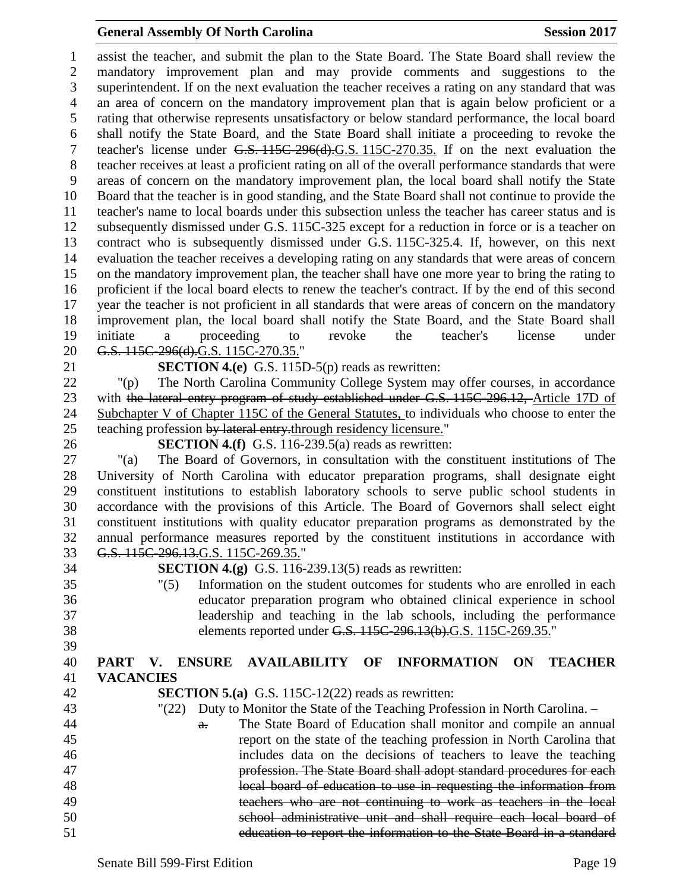assist the teacher, and submit the plan to the State Board. The State Board shall review the mandatory improvement plan and may provide comments and suggestions to the superintendent. If on the next evaluation the teacher receives a rating on any standard that was an area of concern on the mandatory improvement plan that is again below proficient or a rating that otherwise represents unsatisfactory or below standard performance, the local board shall notify the State Board, and the State Board shall initiate a proceeding to revoke the teacher's license under ~~G.S. 115C-296(d).~~G.S. 115C-270.35. If on the next evaluation the teacher receives at least a proficient rating on all of the overall performance standards that were areas of concern on the mandatory improvement plan, the local board shall notify the State Board that the teacher is in good standing, and the State Board shall not continue to provide the teacher's name to local boards under this subsection unless the teacher has career status and is subsequently dismissed under G.S. 115C-325 except for a reduction in force or is a teacher on contract who is subsequently dismissed under G.S. 115C-325.4. If, however, on this next evaluation the teacher receives a developing rating on any standards that were areas of concern on the mandatory improvement plan, the teacher shall have one more year to bring the rating to proficient if the local board elects to renew the teacher's contract. If by the end of this second year the teacher is not proficient in all standards that were areas of concern on the mandatory improvement plan, the local board shall notify the State Board, and the State Board shall initiate a proceeding to revoke the teacher's license under ~~G.S. 115C-296(d).~~G.S. 115C-270.35."

**SECTION 4.(e)** G.S. 115D-5(p) reads as rewritten:

"(p) The North Carolina Community College System may offer courses, in accordance with ~~the lateral entry program of study established under G.S. 115C-296.12,~~ Article 17D of Subchapter V of Chapter 115C of the General Statutes, to individuals who choose to enter the teaching profession ~~by lateral entry.~~through residency licensure."

**SECTION 4.(f)** G.S. 116-239.5(a) reads as rewritten:

"(a) The Board of Governors, in consultation with the constituent institutions of The University of North Carolina with educator preparation programs, shall designate eight constituent institutions to establish laboratory schools to serve public school students in accordance with the provisions of this Article. The Board of Governors shall select eight constituent institutions with quality educator preparation programs as demonstrated by the annual performance measures reported by the constituent institutions in accordance with ~~G.S. 115C-296.13.~~G.S. 115C-269.35."

**SECTION 4.(g)** G.S. 116-239.13(5) reads as rewritten:

"(5) Information on the student outcomes for students who are enrolled in each educator preparation program who obtained clinical experience in school leadership and teaching in the lab schools, including the performance elements reported under ~~G.S. 115C-296.13(b).~~G.S. 115C-269.35."

## PART V. ENSURE AVAILABILITY OF INFORMATION ON TEACHER VACANCIES

**SECTION 5.(a)** G.S. 115C-12(22) reads as rewritten:

"(22) Duty to Monitor the State of the Teaching Profession in North Carolina. –

~~a.~~ The State Board of Education shall monitor and compile an annual report on the state of the teaching profession in North Carolina that includes data on the decisions of teachers to leave the teaching ~~profession. The State Board shall adopt standard procedures for each local board of education to use in requesting the information from teachers who are not continuing to work as teachers in the local school administrative unit and shall require each local board of education to report the information to the State Board in a standard~~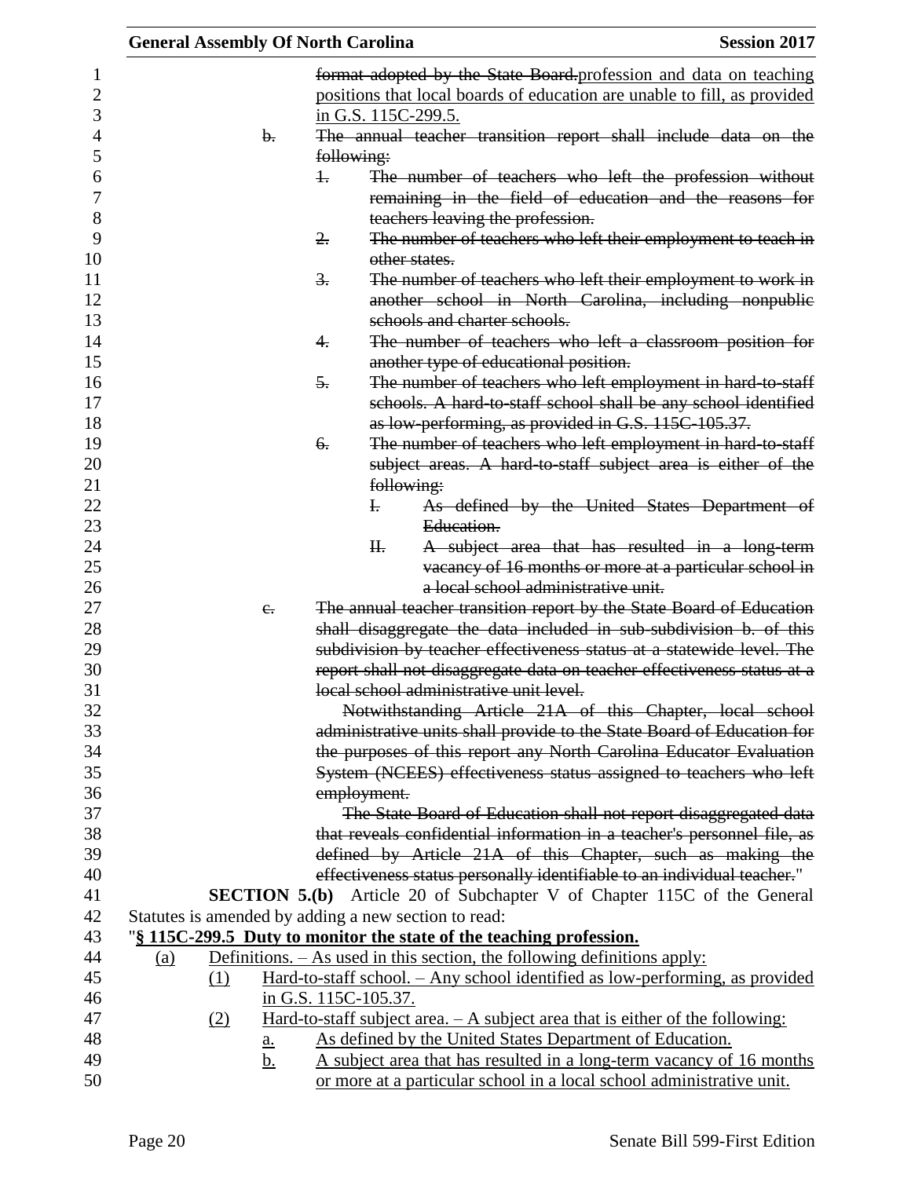~~format adopted by the State Board.~~<u>profession and data on teaching positions that local boards of education are unable to fill, as provided in G.S. 115C-299.5.</u>

~~b. The annual teacher transition report shall include data on the following:~~

~~1. The number of teachers who left the profession without remaining in the field of education and the reasons for teachers leaving the profession.~~

~~2. The number of teachers who left their employment to teach in other states.~~

~~3. The number of teachers who left their employment to work in another school in North Carolina, including nonpublic schools and charter schools.~~

~~4. The number of teachers who left a classroom position for another type of educational position.~~

~~5. The number of teachers who left employment in hard-to-staff schools. A hard-to-staff school shall be any school identified as low-performing, as provided in G.S. 115C-105.37.~~

~~6. The number of teachers who left employment in hard-to-staff subject areas. A hard-to-staff subject area is either of the following:~~

~~I. As defined by the United States Department of Education.~~

~~II. A subject area that has resulted in a long-term vacancy of 16 months or more at a particular school in a local school administrative unit.~~

~~c. The annual teacher transition report by the State Board of Education shall disaggregate the data included in sub-subdivision b. of this subdivision by teacher effectiveness status at a statewide level. The report shall not disaggregate data on teacher effectiveness status at a local school administrative unit level.~~

~~Notwithstanding Article 21A of this Chapter, local school administrative units shall provide to the State Board of Education for the purposes of this report any North Carolina Educator Evaluation System (NCEES) effectiveness status assigned to teachers who left employment.~~

~~The State Board of Education shall not report disaggregated data that reveals confidential information in a teacher's personnel file, as defined by Article 21A of this Chapter, such as making the effectiveness status personally identifiable to an individual teacher.~~"

**SECTION 5.(b)** Article 20 of Subchapter V of Chapter 115C of the General Statutes is amended by adding a new section to read:

"**<u>§ 115C-299.5 Duty to monitor the state of the teaching profession.</u>**

<u>(a) Definitions. – As used in this section, the following definitions apply:</u>

<u>(1) Hard-to-staff school. – Any school identified as low-performing, as provided in G.S. 115C-105.37.</u>

<u>(2) Hard-to-staff subject area. – A subject area that is either of the following:</u>

<u>a. As defined by the United States Department of Education.</u>

<u>b. A subject area that has resulted in a long-term vacancy of 16 months or more at a particular school in a local school administrative unit.</u>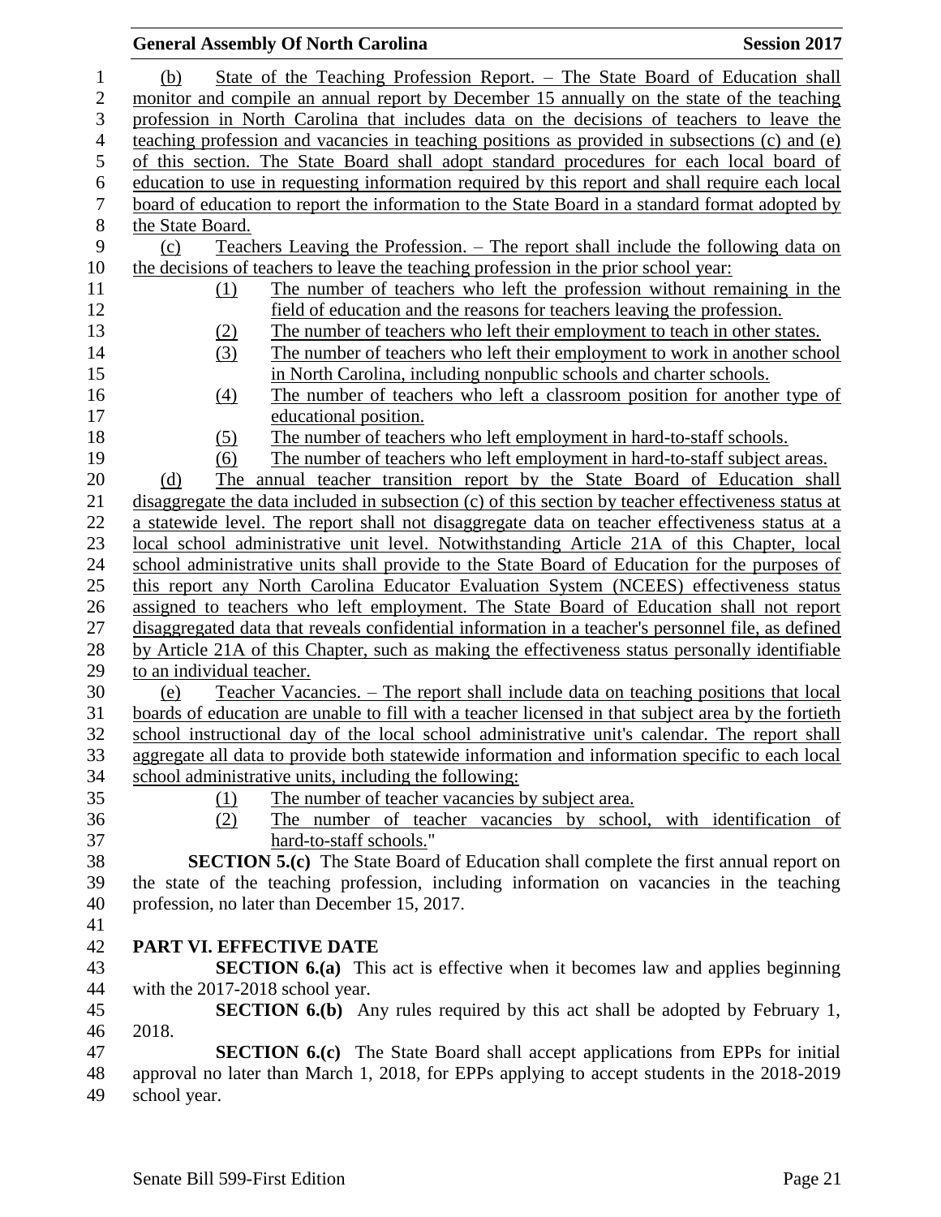(b) State of the Teaching Profession Report. – The State Board of Education shall monitor and compile an annual report by December 15 annually on the state of the teaching profession in North Carolina that includes data on the decisions of teachers to leave the teaching profession and vacancies in teaching positions as provided in subsections (c) and (e) of this section. The State Board shall adopt standard procedures for each local board of education to use in requesting information required by this report and shall require each local board of education to report the information to the State Board in a standard format adopted by the State Board.

(c) Teachers Leaving the Profession. – The report shall include the following data on the decisions of teachers to leave the teaching profession in the prior school year:

(1) The number of teachers who left the profession without remaining in the field of education and the reasons for teachers leaving the profession.
(2) The number of teachers who left their employment to teach in other states.
(3) The number of teachers who left their employment to work in another school in North Carolina, including nonpublic schools and charter schools.
(4) The number of teachers who left a classroom position for another type of educational position.
(5) The number of teachers who left employment in hard-to-staff schools.
(6) The number of teachers who left employment in hard-to-staff subject areas.

(d) The annual teacher transition report by the State Board of Education shall disaggregate the data included in subsection (c) of this section by teacher effectiveness status at a statewide level. The report shall not disaggregate data on teacher effectiveness status at a local school administrative unit level. Notwithstanding Article 21A of this Chapter, local school administrative units shall provide to the State Board of Education for the purposes of this report any North Carolina Educator Evaluation System (NCEES) effectiveness status assigned to teachers who left employment. The State Board of Education shall not report disaggregated data that reveals confidential information in a teacher's personnel file, as defined by Article 21A of this Chapter, such as making the effectiveness status personally identifiable to an individual teacher.

(e) Teacher Vacancies. – The report shall include data on teaching positions that local boards of education are unable to fill with a teacher licensed in that subject area by the fortieth school instructional day of the local school administrative unit's calendar. The report shall aggregate all data to provide both statewide information and information specific to each local school administrative units, including the following:

(1) The number of teacher vacancies by subject area.
(2) The number of teacher vacancies by school, with identification of hard-to-staff schools."

**SECTION 5.(c)** The State Board of Education shall complete the first annual report on the state of the teaching profession, including information on vacancies in the teaching profession, no later than December 15, 2017.

## PART VI. EFFECTIVE DATE

**SECTION 6.(a)** This act is effective when it becomes law and applies beginning with the 2017-2018 school year.

**SECTION 6.(b)** Any rules required by this act shall be adopted by February 1, 2018.

**SECTION 6.(c)** The State Board shall accept applications from EPPs for initial approval no later than March 1, 2018, for EPPs applying to accept students in the 2018-2019 school year.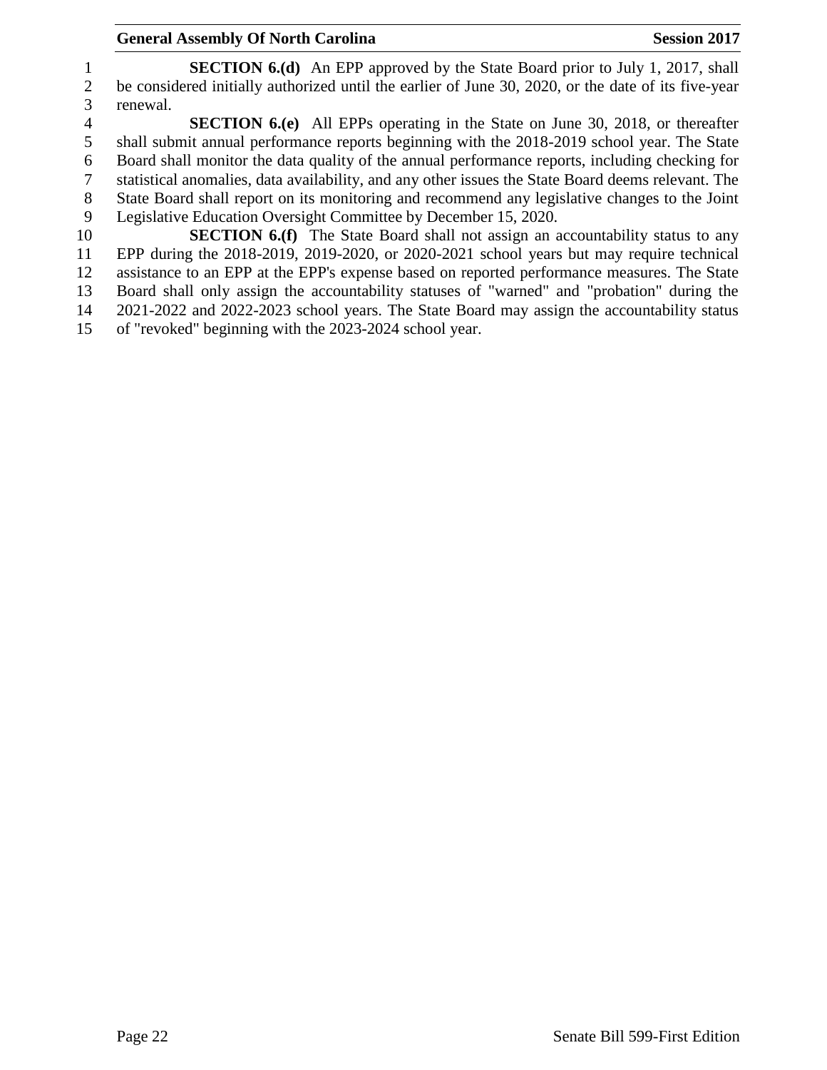**SECTION 6.(d)** An EPP approved by the State Board prior to July 1, 2017, shall be considered initially authorized until the earlier of June 30, 2020, or the date of its five-year renewal.

**SECTION 6.(e)** All EPPs operating in the State on June 30, 2018, or thereafter shall submit annual performance reports beginning with the 2018-2019 school year. The State Board shall monitor the data quality of the annual performance reports, including checking for statistical anomalies, data availability, and any other issues the State Board deems relevant. The State Board shall report on its monitoring and recommend any legislative changes to the Joint Legislative Education Oversight Committee by December 15, 2020.

**SECTION 6.(f)** The State Board shall not assign an accountability status to any EPP during the 2018-2019, 2019-2020, or 2020-2021 school years but may require technical assistance to an EPP at the EPP's expense based on reported performance measures. The State Board shall only assign the accountability statuses of "warned" and "probation" during the 2021-2022 and 2022-2023 school years. The State Board may assign the accountability status of "revoked" beginning with the 2023-2024 school year.